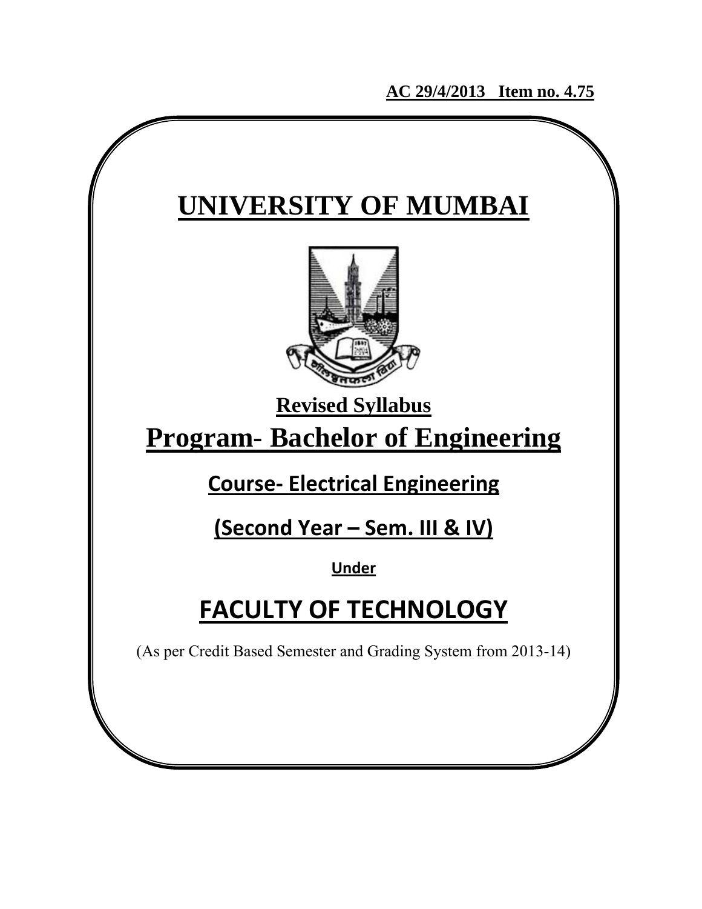**AC 29/4/2013 Item no. 4.75**

# UNIVERSITY OF MUMBAI

## Revised Syllabus

# Program- Bachelor of Engineering

## Course- Electrical Engineering

## (Second Year – Sem. III & IV)

**Under**

# FACULTY OF TECHNOLOGY

(As per Credit Based Semester and Grading System from 2013-14)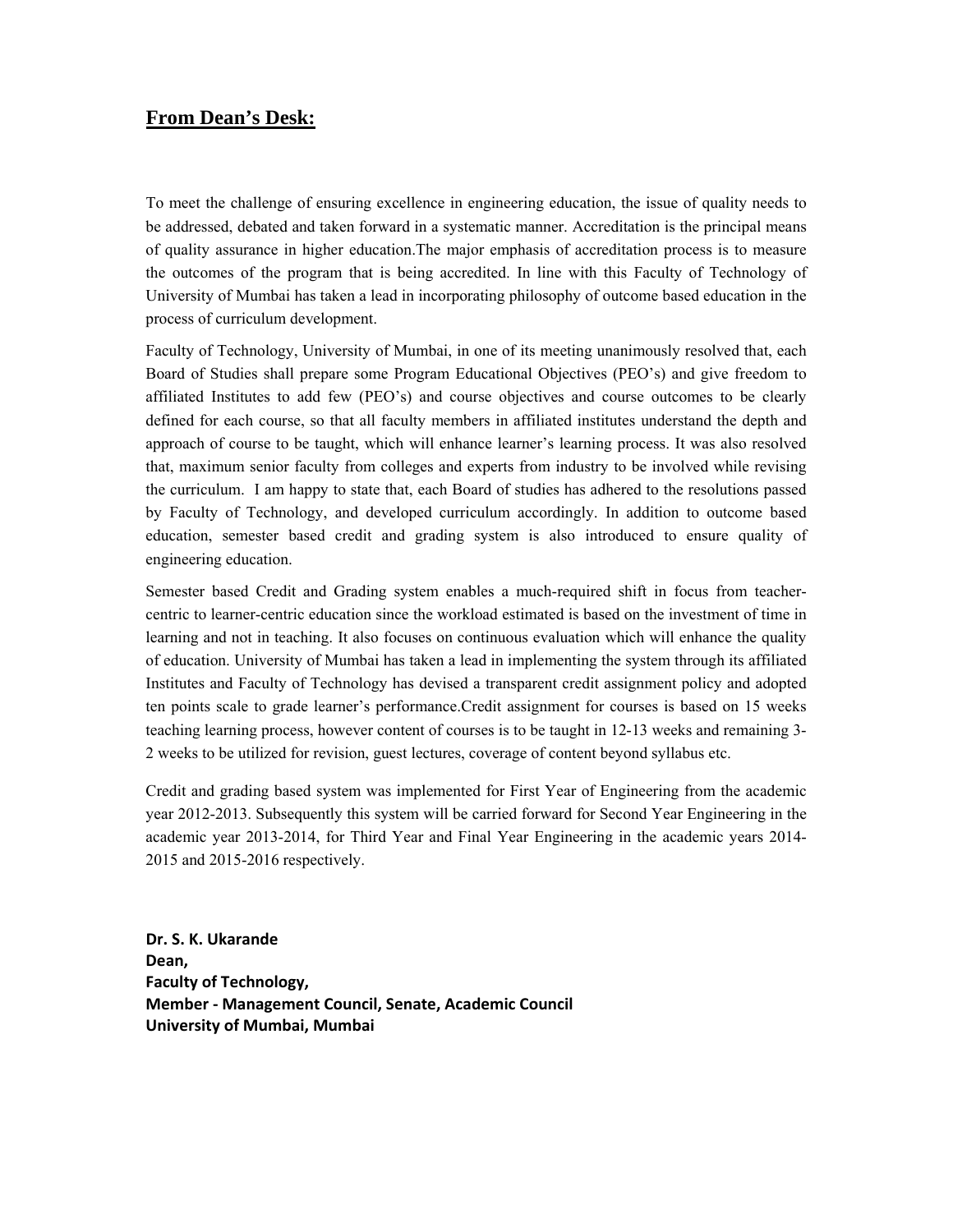## From Dean's Desk:

To meet the challenge of ensuring excellence in engineering education, the issue of quality needs to be addressed, debated and taken forward in a systematic manner. Accreditation is the principal means of quality assurance in higher education.The major emphasis of accreditation process is to measure the outcomes of the program that is being accredited. In line with this Faculty of Technology of University of Mumbai has taken a lead in incorporating philosophy of outcome based education in the process of curriculum development.

Faculty of Technology, University of Mumbai, in one of its meeting unanimously resolved that, each Board of Studies shall prepare some Program Educational Objectives (PEO's) and give freedom to affiliated Institutes to add few (PEO's) and course objectives and course outcomes to be clearly defined for each course, so that all faculty members in affiliated institutes understand the depth and approach of course to be taught, which will enhance learner's learning process. It was also resolved that, maximum senior faculty from colleges and experts from industry to be involved while revising the curriculum. I am happy to state that, each Board of studies has adhered to the resolutions passed by Faculty of Technology, and developed curriculum accordingly. In addition to outcome based education, semester based credit and grading system is also introduced to ensure quality of engineering education.

Semester based Credit and Grading system enables a much-required shift in focus from teacher-centric to learner-centric education since the workload estimated is based on the investment of time in learning and not in teaching. It also focuses on continuous evaluation which will enhance the quality of education. University of Mumbai has taken a lead in implementing the system through its affiliated Institutes and Faculty of Technology has devised a transparent credit assignment policy and adopted ten points scale to grade learner's performance.Credit assignment for courses is based on 15 weeks teaching learning process, however content of courses is to be taught in 12-13 weeks and remaining 3-2 weeks to be utilized for revision, guest lectures, coverage of content beyond syllabus etc.

Credit and grading based system was implemented for First Year of Engineering from the academic year 2012-2013. Subsequently this system will be carried forward for Second Year Engineering in the academic year 2013-2014, for Third Year and Final Year Engineering in the academic years 2014-2015 and 2015-2016 respectively.

**Dr. S. K. Ukarande**
**Dean,**
**Faculty of Technology,**
**Member - Management Council, Senate, Academic Council**
**University of Mumbai, Mumbai**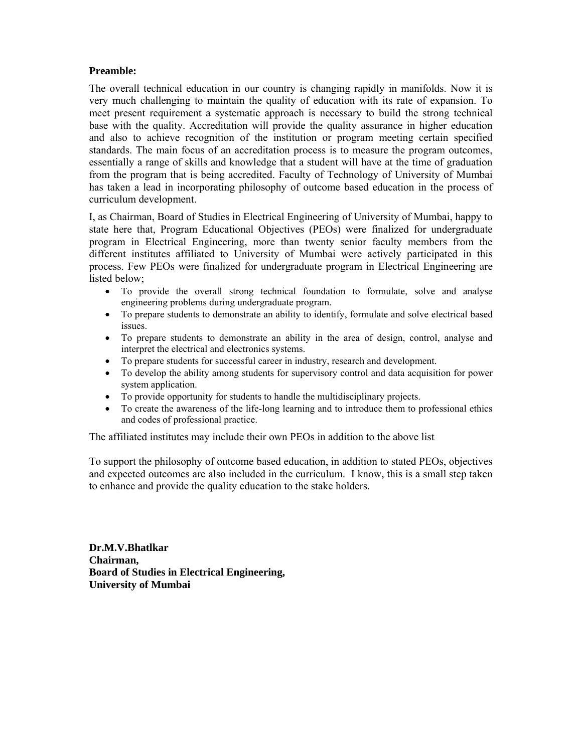**Preamble:**

The overall technical education in our country is changing rapidly in manifolds. Now it is very much challenging to maintain the quality of education with its rate of expansion. To meet present requirement a systematic approach is necessary to build the strong technical base with the quality. Accreditation will provide the quality assurance in higher education and also to achieve recognition of the institution or program meeting certain specified standards. The main focus of an accreditation process is to measure the program outcomes, essentially a range of skills and knowledge that a student will have at the time of graduation from the program that is being accredited. Faculty of Technology of University of Mumbai has taken a lead in incorporating philosophy of outcome based education in the process of curriculum development.

I, as Chairman, Board of Studies in Electrical Engineering of University of Mumbai, happy to state here that, Program Educational Objectives (PEOs) were finalized for undergraduate program in Electrical Engineering, more than twenty senior faculty members from the different institutes affiliated to University of Mumbai were actively participated in this process. Few PEOs were finalized for undergraduate program in Electrical Engineering are listed below;

- To provide the overall strong technical foundation to formulate, solve and analyse engineering problems during undergraduate program.
- To prepare students to demonstrate an ability to identify, formulate and solve electrical based issues.
- To prepare students to demonstrate an ability in the area of design, control, analyse and interpret the electrical and electronics systems.
- To prepare students for successful career in industry, research and development.
- To develop the ability among students for supervisory control and data acquisition for power system application.
- To provide opportunity for students to handle the multidisciplinary projects.
- To create the awareness of the life-long learning and to introduce them to professional ethics and codes of professional practice.

The affiliated institutes may include their own PEOs in addition to the above list

To support the philosophy of outcome based education, in addition to stated PEOs, objectives and expected outcomes are also included in the curriculum. I know, this is a small step taken to enhance and provide the quality education to the stake holders.

**Dr.M.V.Bhatlkar**
**Chairman,**
**Board of Studies in Electrical Engineering,**
**University of Mumbai**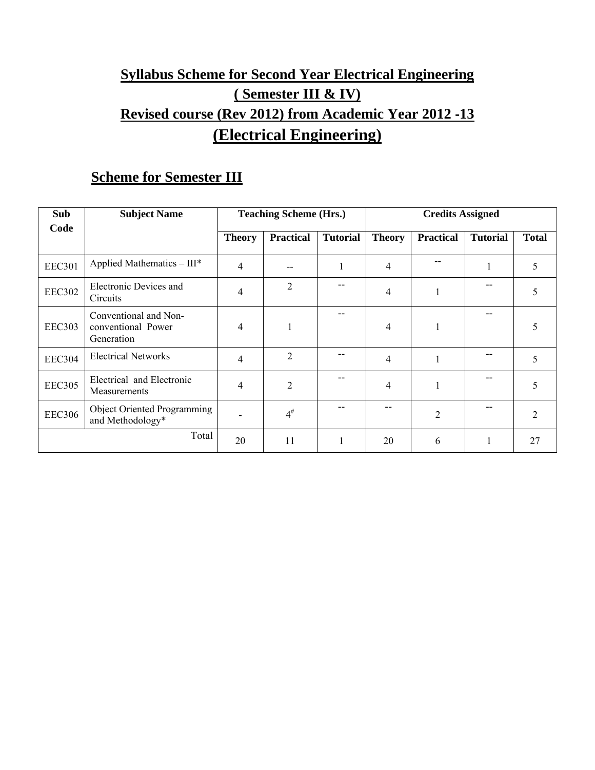# Syllabus Scheme for Second Year Electrical Engineering
# ( Semester III & IV)
# Revised course (Rev 2012) from Academic Year 2012 -13
# (Electrical Engineering)

## Scheme for Semester III

| Sub Code | Subject Name | Teaching Scheme (Hrs.) | | | Credits Assigned | | | |
|---|---|---|---|---|---|---|---|---|
| | | Theory | Practical | Tutorial | Theory | Practical | Tutorial | Total |
| EEC301 | Applied Mathematics – III* | 4 | -- | 1 | 4 | -- | 1 | 5 |
| EEC302 | Electronic Devices and Circuits | 4 | 2 | -- | 4 | 1 | -- | 5 |
| EEC303 | Conventional and Non-conventional Power Generation | 4 | 1 | -- | 4 | 1 | -- | 5 |
| EEC304 | Electrical Networks | 4 | 2 | -- | 4 | 1 | -- | 5 |
| EEC305 | Electrical and Electronic Measurements | 4 | 2 | -- | 4 | 1 | -- | 5 |
| EEC306 | Object Oriented Programming and Methodology* | - | 4# | -- | -- | 2 | -- | 2 |
| Total | | 20 | 11 | 1 | 20 | 6 | 1 | 27 |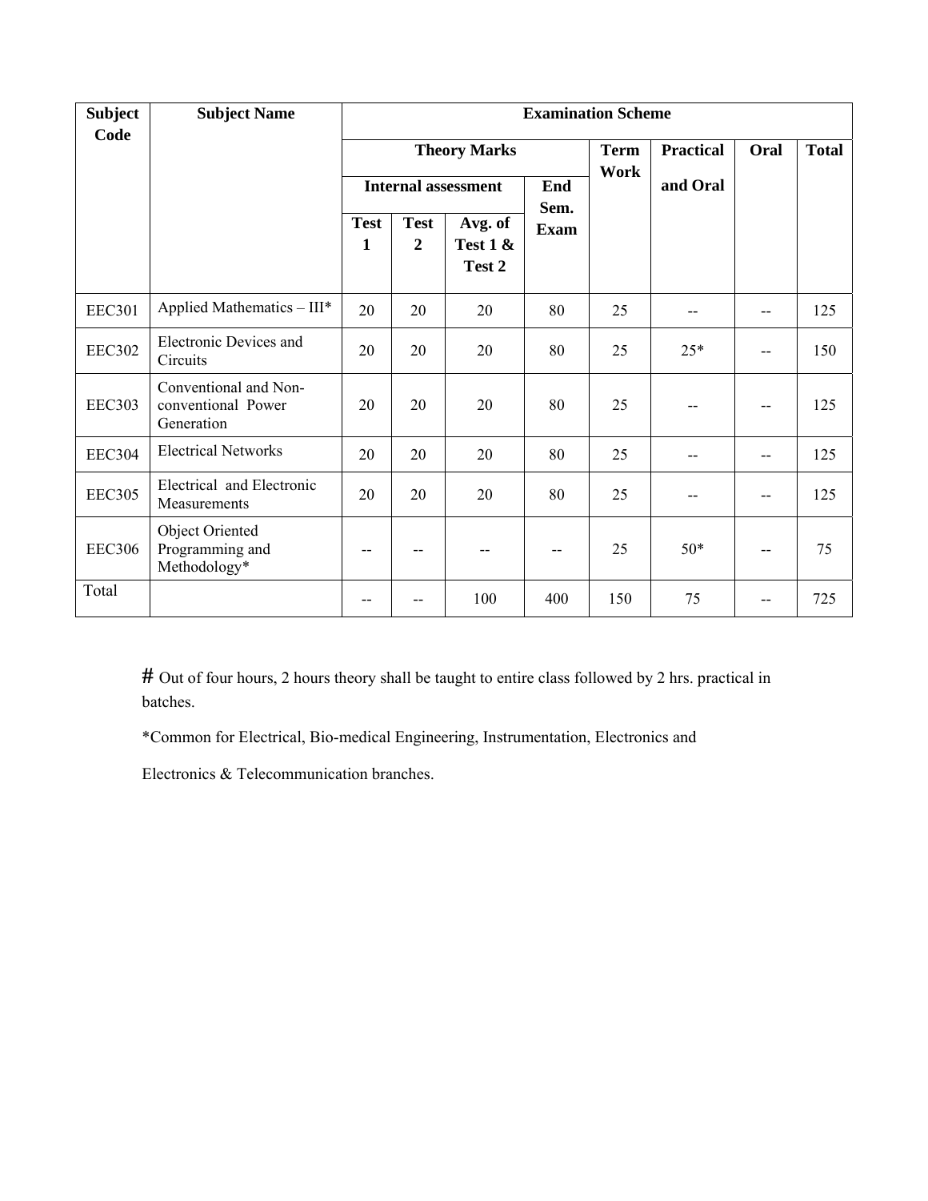| Subject Code | Subject Name | Examination Scheme | | | | | | | |
|---|---|---|---|---|---|---|---|---|---|
| | | Theory Marks | | | | Term Work | Practical and Oral | Oral | Total |
| | | Internal assessment | | | End Sem. Exam | | | | |
| | | Test 1 | Test 2 | Avg. of Test 1 & Test 2 | | | | | |
| EEC301 | Applied Mathematics – III* | 20 | 20 | 20 | 80 | 25 | -- | -- | 125 |
| EEC302 | Electronic Devices and Circuits | 20 | 20 | 20 | 80 | 25 | 25* | -- | 150 |
| EEC303 | Conventional and Non-conventional Power Generation | 20 | 20 | 20 | 80 | 25 | -- | -- | 125 |
| EEC304 | Electrical Networks | 20 | 20 | 20 | 80 | 25 | -- | -- | 125 |
| EEC305 | Electrical and Electronic Measurements | 20 | 20 | 20 | 80 | 25 | -- | -- | 125 |
| EEC306 | Object Oriented Programming and Methodology* | -- | -- | -- | -- | 25 | 50* | -- | 75 |
| Total | | -- | -- | 100 | 400 | 150 | 75 | -- | 725 |

# Out of four hours, 2 hours theory shall be taught to entire class followed by 2 hrs. practical in batches.

*Common for Electrical, Bio-medical Engineering, Instrumentation, Electronics and Electronics & Telecommunication branches.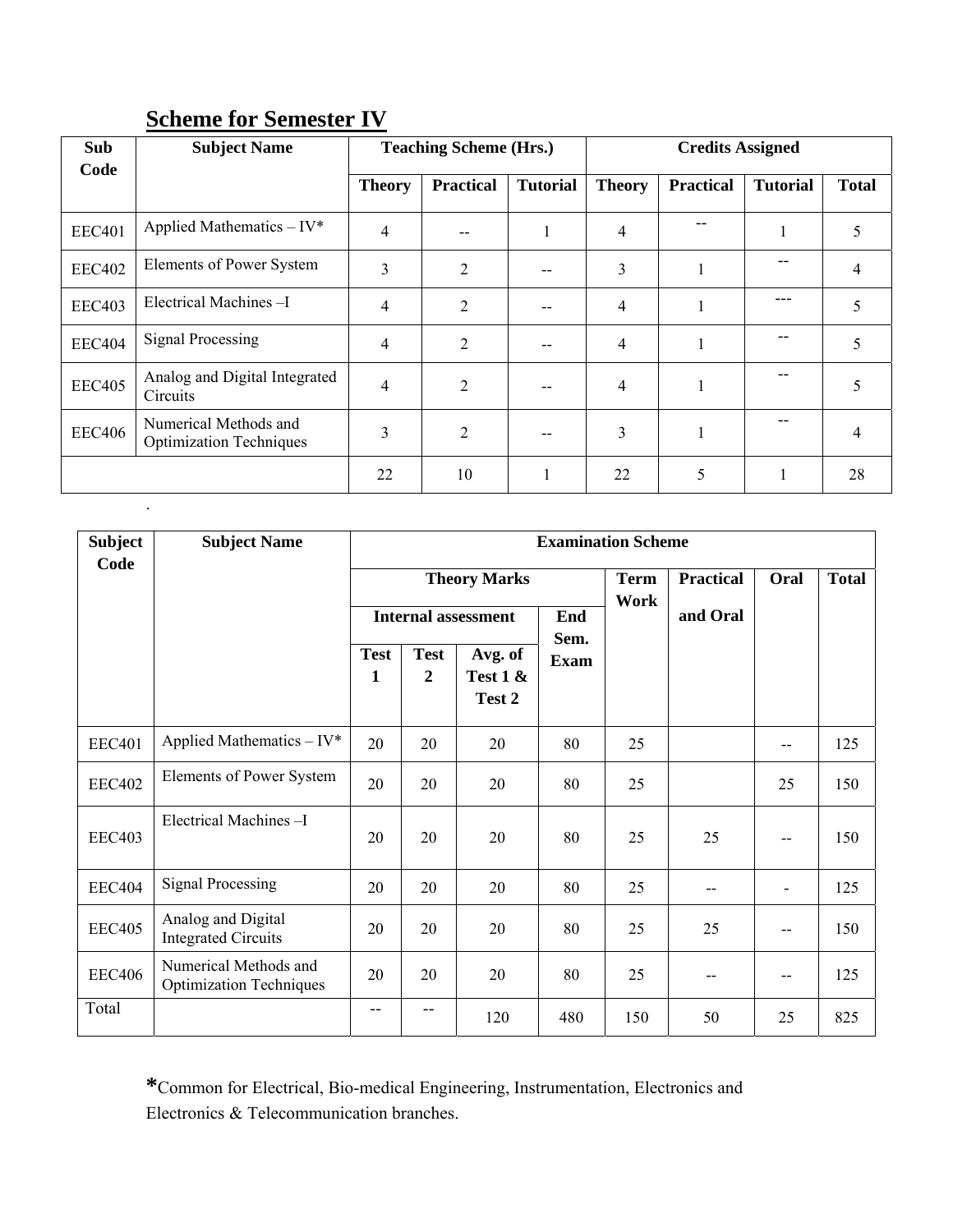## Scheme for Semester IV

| Sub Code | Subject Name | Teaching Scheme (Hrs.) | | | Credits Assigned | | | |
|---|---|---|---|---|---|---|---|---|
| | | Theory | Practical | Tutorial | Theory | Practical | Tutorial | Total |
| EEC401 | Applied Mathematics – IV* | 4 | -- | 1 | 4 | -- | 1 | 5 |
| EEC402 | Elements of Power System | 3 | 2 | -- | 3 | 1 | -- | 4 |
| EEC403 | Electrical Machines –I | 4 | 2 | -- | 4 | 1 | --- | 5 |
| EEC404 | Signal Processing | 4 | 2 | -- | 4 | 1 | -- | 5 |
| EEC405 | Analog and Digital Integrated Circuits | 4 | 2 | -- | 4 | 1 | -- | 5 |
| EEC406 | Numerical Methods and Optimization Techniques | 3 | 2 | -- | 3 | 1 | -- | 4 |
| | | 22 | 10 | 1 | 22 | 5 | 1 | 28 |

.

| Subject Code | Subject Name | Examination Scheme | | | | | | | |
|---|---|---|---|---|---|---|---|---|---|
| | | Theory Marks | | | | Term Work | Practical and Oral | Oral | Total |
| | | Internal assessment | | | End Sem. Exam | | | | |
| | | Test 1 | Test 2 | Avg. of Test 1 & Test 2 | | | | | |
| EEC401 | Applied Mathematics – IV* | 20 | 20 | 20 | 80 | 25 | | -- | 125 |
| EEC402 | Elements of Power System | 20 | 20 | 20 | 80 | 25 | | 25 | 150 |
| EEC403 | Electrical Machines –I | 20 | 20 | 20 | 80 | 25 | 25 | -- | 150 |
| EEC404 | Signal Processing | 20 | 20 | 20 | 80 | 25 | -- | - | 125 |
| EEC405 | Analog and Digital Integrated Circuits | 20 | 20 | 20 | 80 | 25 | 25 | -- | 150 |
| EEC406 | Numerical Methods and Optimization Techniques | 20 | 20 | 20 | 80 | 25 | -- | -- | 125 |
| Total | | -- | -- | 120 | 480 | 150 | 50 | 25 | 825 |

*Common for Electrical, Bio-medical Engineering, Instrumentation, Electronics and Electronics & Telecommunication branches.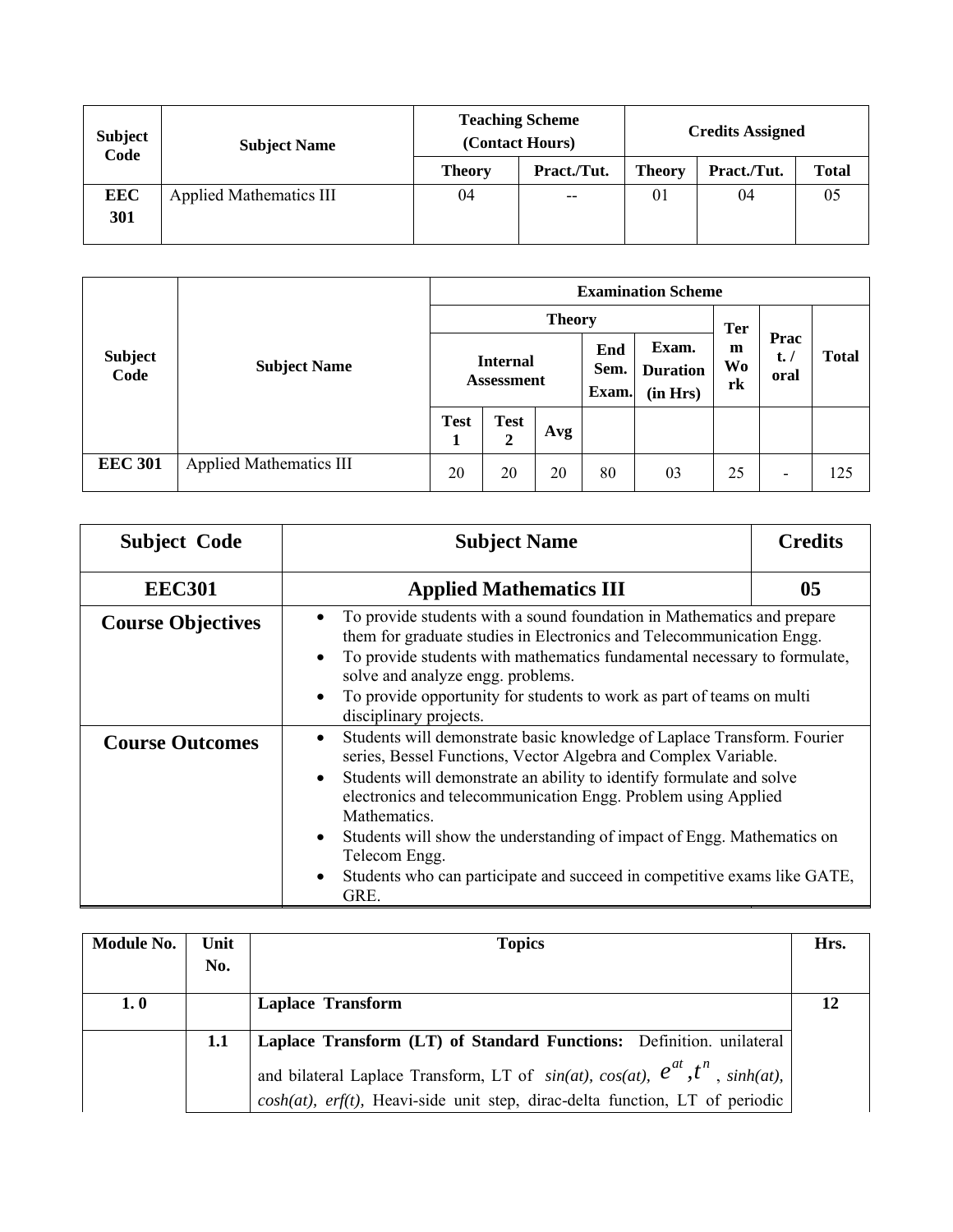| Subject Code | Subject Name | Teaching Scheme (Contact Hours) | | Credits Assigned | | |
|---|---|---|---|---|---|---|
| | | Theory | Pract./Tut. | Theory | Pract./Tut. | Total |
| EEC 301 | Applied Mathematics III | 04 | -- | 01 | 04 | 05 |

| Subject Code | Subject Name | Examination Scheme | | | | | | | |
|---|---|---|---|---|---|---|---|---|---|
| | | Theory | | | | | Term Work | Pract. / oral | Total |
| | | Internal Assessment | | | End Sem. Exam. | Exam. Duration (in Hrs) | | | |
| | | Test 1 | Test 2 | Avg | | | | | |
| EEC 301 | Applied Mathematics III | 20 | 20 | 20 | 80 | 03 | 25 | - | 125 |

| Subject Code | Subject Name | Credits |
|---|---|---|
| EEC301 | Applied Mathematics III | 05 |
| Course Objectives | • To provide students with a sound foundation in Mathematics and prepare them for graduate studies in Electronics and Telecommunication Engg.<br>• To provide students with mathematics fundamental necessary to formulate, solve and analyze engg. problems.<br>• To provide opportunity for students to work as part of teams on multi disciplinary projects. | |
| Course Outcomes | • Students will demonstrate basic knowledge of Laplace Transform. Fourier series, Bessel Functions, Vector Algebra and Complex Variable.<br>• Students will demonstrate an ability to identify formulate and solve electronics and telecommunication Engg. Problem using Applied Mathematics.<br>• Students will show the understanding of impact of Engg. Mathematics on Telecom Engg.<br>• Students who can participate and succeed in competitive exams like GATE, GRE. | |

| Module No. | Unit No. | Topics | Hrs. |
|---|---|---|---|
| 1. 0 | | **Laplace Transform** | 12 |
| | 1.1 | **Laplace Transform (LT) of Standard Functions:** Definition. unilateral and bilateral Laplace Transform, LT of *sin(at), cos(at),* $e^{at}, t^{n}$ , *sinh(at), cosh(at), erf(t),* Heavi-side unit step, dirac-delta function, LT of periodic | |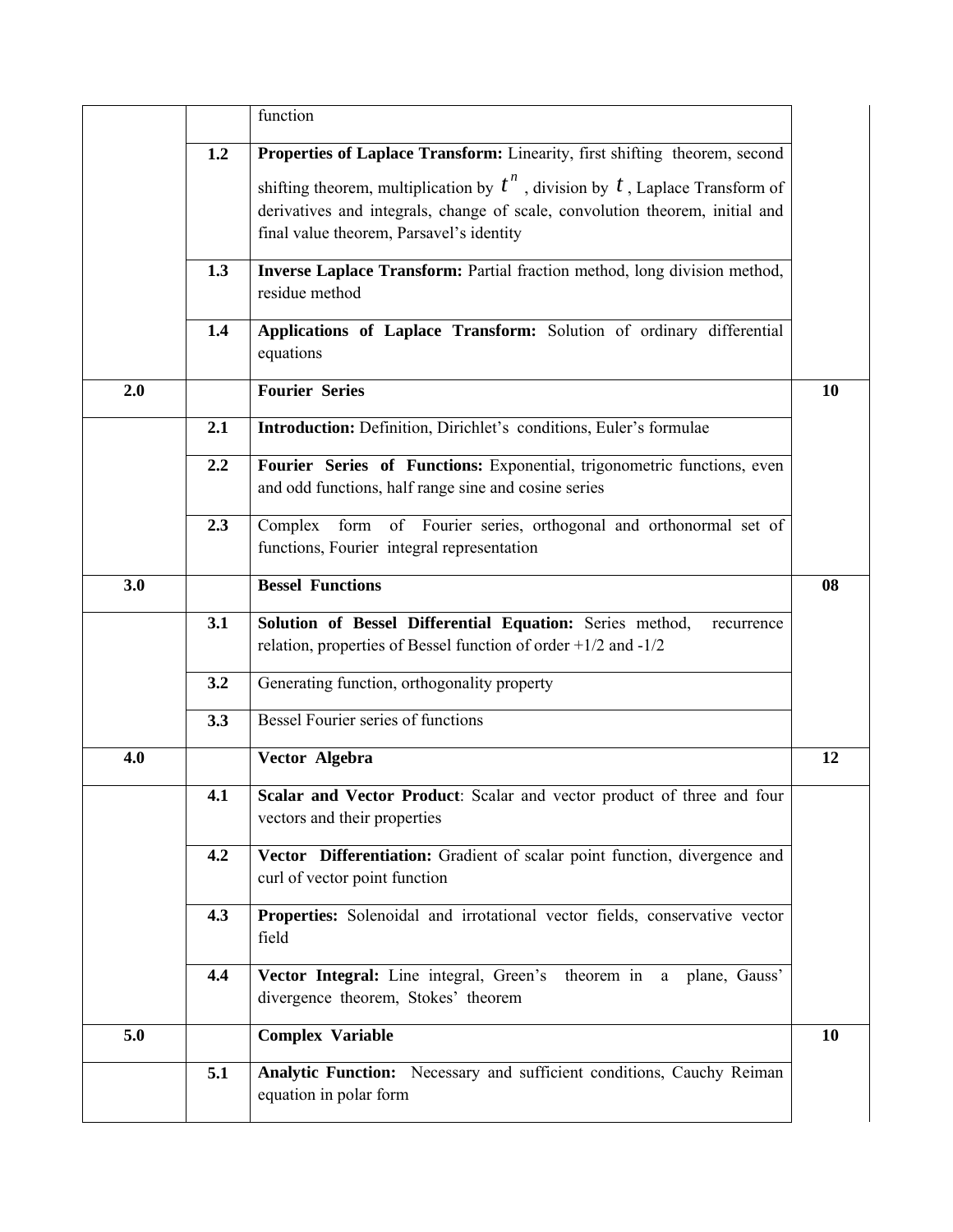| | | | |
|---|---|---|---|
| | | function | |
| | **1.2** | **Properties of Laplace Transform:** Linearity, first shifting theorem, second shifting theorem, multiplication by $t^n$ , division by $t$ , Laplace Transform of derivatives and integrals, change of scale, convolution theorem, initial and final value theorem, Parsavel's identity | |
| | **1.3** | **Inverse Laplace Transform:** Partial fraction method, long division method, residue method | |
| | **1.4** | **Applications of Laplace Transform:** Solution of ordinary differential equations | |
| **2.0** | | **Fourier Series** | **10** |
| | **2.1** | **Introduction:** Definition, Dirichlet's conditions, Euler's formulae | |
| | **2.2** | **Fourier Series of Functions:** Exponential, trigonometric functions, even and odd functions, half range sine and cosine series | |
| | **2.3** | Complex form of Fourier series, orthogonal and orthonormal set of functions, Fourier integral representation | |
| **3.0** | | **Bessel Functions** | **08** |
| | **3.1** | **Solution of Bessel Differential Equation:** Series method, recurrence relation, properties of Bessel function of order +1/2 and -1/2 | |
| | **3.2** | Generating function, orthogonality property | |
| | **3.3** | Bessel Fourier series of functions | |
| **4.0** | | **Vector Algebra** | **12** |
| | **4.1** | **Scalar and Vector Product**: Scalar and vector product of three and four vectors and their properties | |
| | **4.2** | **Vector Differentiation:** Gradient of scalar point function, divergence and curl of vector point function | |
| | **4.3** | **Properties:** Solenoidal and irrotational vector fields, conservative vector field | |
| | **4.4** | **Vector Integral:** Line integral, Green's theorem in a plane, Gauss' divergence theorem, Stokes' theorem | |
| **5.0** | | **Complex Variable** | **10** |
| | **5.1** | **Analytic Function:** Necessary and sufficient conditions, Cauchy Reiman equation in polar form | |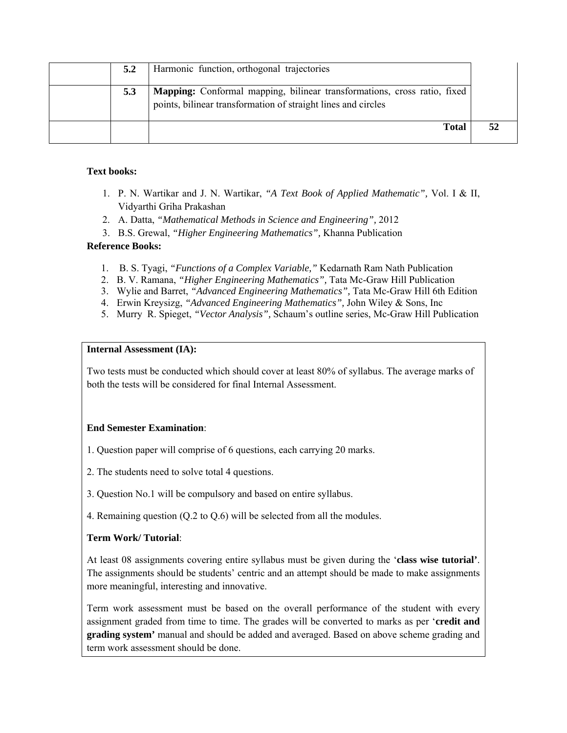| | | | |
|---|---|---|---|
| | **5.2** | Harmonic function, orthogonal trajectories | |
| | **5.3** | **Mapping:** Conformal mapping, bilinear transformations, cross ratio, fixed points, bilinear transformation of straight lines and circles | |
| | | **Total** | **52** |

**Text books:**

1. P. N. Wartikar and J. N. Wartikar, *"A Text Book of Applied Mathematic"*, Vol. I & II, Vidyarthi Griha Prakashan
2. A. Datta, *"Mathematical Methods in Science and Engineering"*, 2012
3. B.S. Grewal, *"Higher Engineering Mathematics"*, Khanna Publication

**Reference Books:**

1. B. S. Tyagi, *"Functions of a Complex Variable,"* Kedarnath Ram Nath Publication
2. B. V. Ramana, *"Higher Engineering Mathematics"*, Tata Mc-Graw Hill Publication
3. Wylie and Barret, *"Advanced Engineering Mathematics"*, Tata Mc-Graw Hill 6th Edition
4. Erwin Kreysizg, *"Advanced Engineering Mathematics"*, John Wiley & Sons, Inc
5. Murry R. Spieget, *"Vector Analysis"*, Schaum's outline series, Mc-Graw Hill Publication

**Internal Assessment (IA):**

Two tests must be conducted which should cover at least 80% of syllabus. The average marks of both the tests will be considered for final Internal Assessment.

**End Semester Examination**:

1. Question paper will comprise of 6 questions, each carrying 20 marks.

2. The students need to solve total 4 questions.

3. Question No.1 will be compulsory and based on entire syllabus.

4. Remaining question (Q.2 to Q.6) will be selected from all the modules.

**Term Work/ Tutorial**:

At least 08 assignments covering entire syllabus must be given during the '**class wise tutorial'**. The assignments should be students' centric and an attempt should be made to make assignments more meaningful, interesting and innovative.

Term work assessment must be based on the overall performance of the student with every assignment graded from time to time. The grades will be converted to marks as per '**credit and grading system'** manual and should be added and averaged. Based on above scheme grading and term work assessment should be done.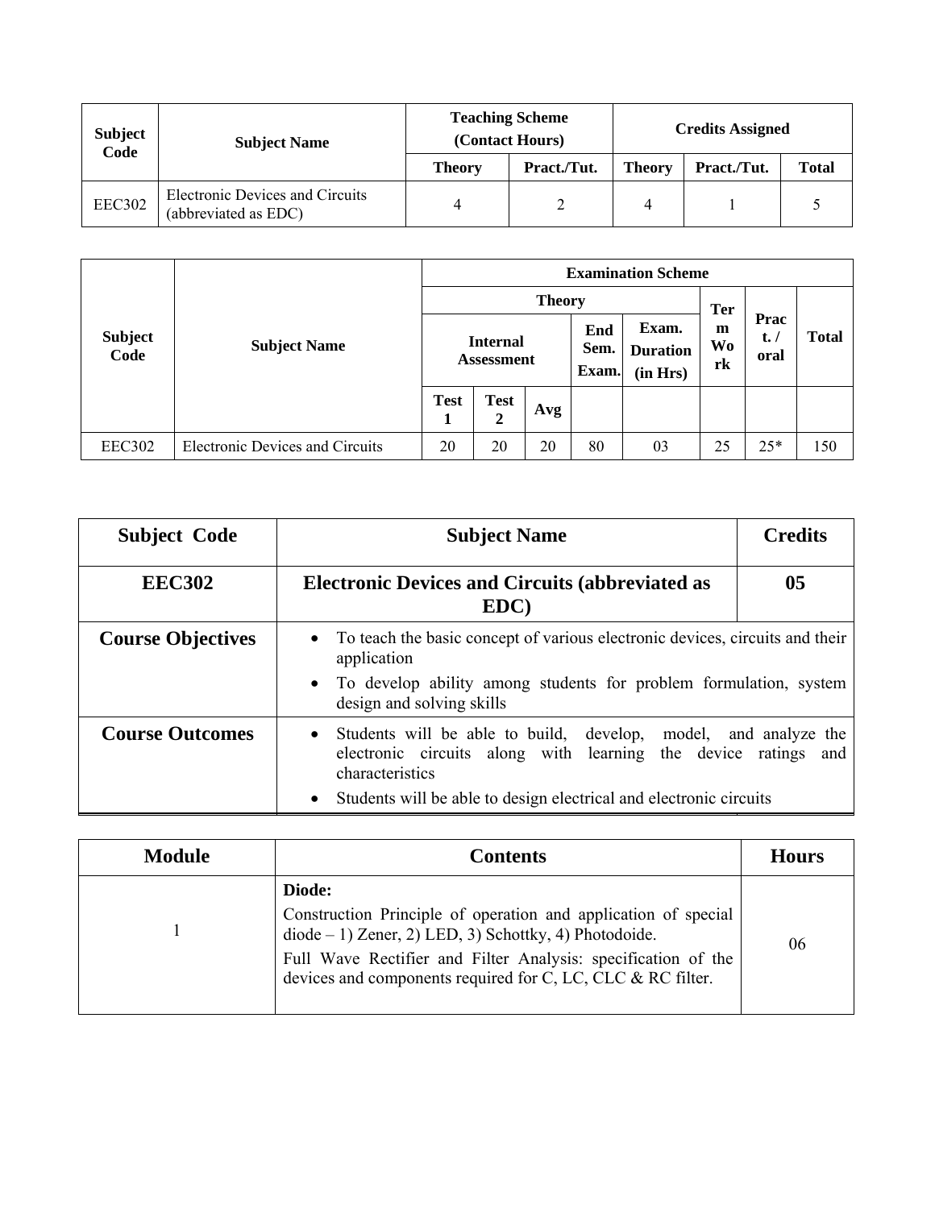| Subject Code | Subject Name | Teaching Scheme (Contact Hours) | | Credits Assigned | | |
|---|---|---|---|---|---|---|
| | | Theory | Pract./Tut. | Theory | Pract./Tut. | Total |
| EEC302 | Electronic Devices and Circuits (abbreviated as EDC) | 4 | 2 | 4 | 1 | 5 |

| Subject Code | Subject Name | Examination Scheme | | | | | | | |
|---|---|---|---|---|---|---|---|---|---|
| | | Theory | | | | | Term Work | Pract. / oral | Total |
| | | Internal Assessment | | | End Sem. Exam. | Exam. Duration (in Hrs) | | | |
| | | Test 1 | Test 2 | Avg | | | | | |
| EEC302 | Electronic Devices and Circuits | 20 | 20 | 20 | 80 | 03 | 25 | 25* | 150 |

| Subject Code | Subject Name | Credits |
|---|---|---|
| **EEC302** | **Electronic Devices and Circuits (abbreviated as EDC)** | **05** |
| **Course Objectives** | • To teach the basic concept of various electronic devices, circuits and their application<br>• To develop ability among students for problem formulation, system design and solving skills | |
| **Course Outcomes** | • Students will be able to build, develop, model, and analyze the electronic circuits along with learning the device ratings and characteristics<br>• Students will be able to design electrical and electronic circuits | |

| Module | Contents | Hours |
|---|---|---|
| 1 | **Diode:**<br>Construction Principle of operation and application of special diode – 1) Zener, 2) LED, 3) Schottky, 4) Photodoide.<br>Full Wave Rectifier and Filter Analysis: specification of the devices and components required for C, LC, CLC & RC filter. | 06 |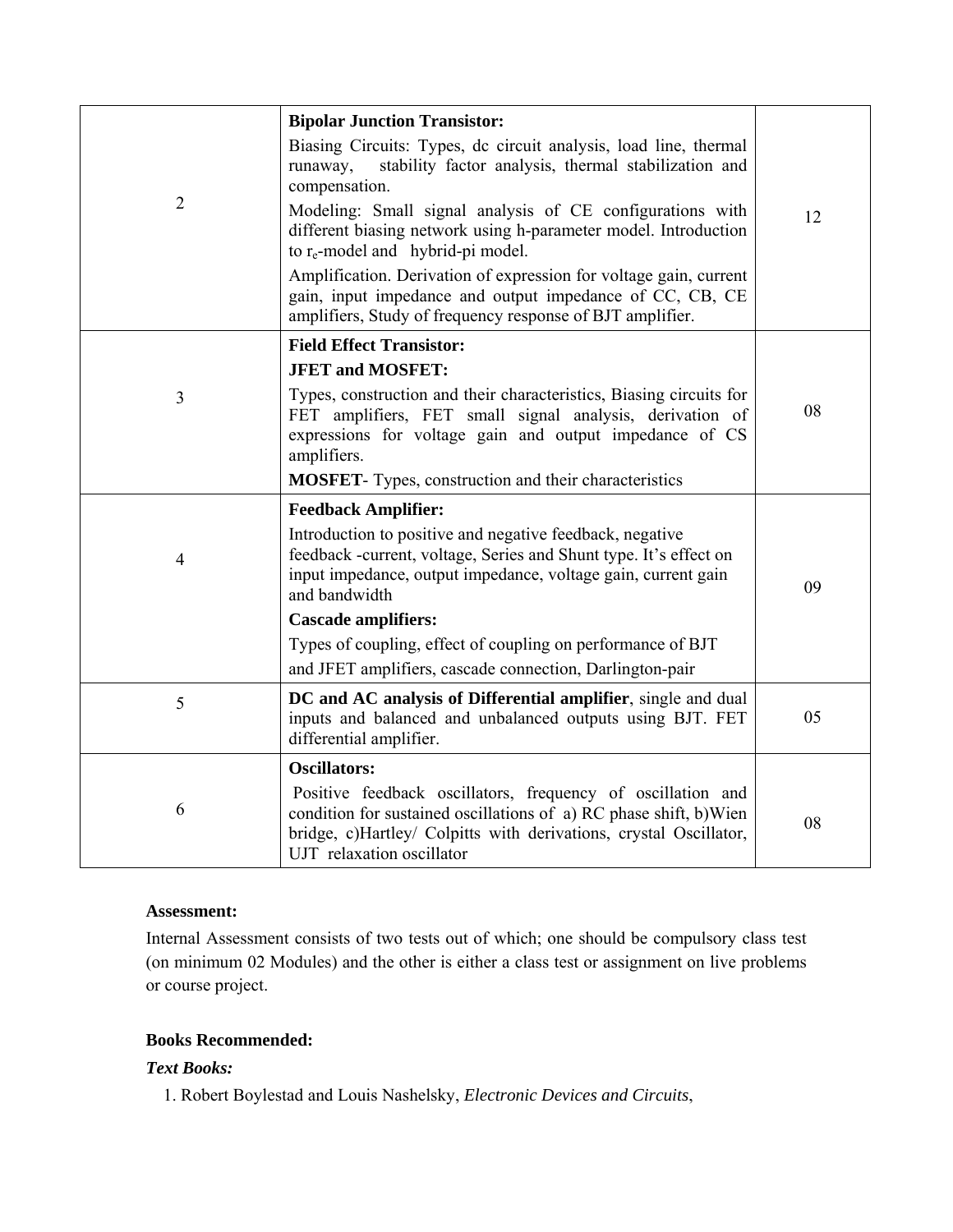| | | |
|---|---|---|
| 2 | **Bipolar Junction Transistor:**<br>Biasing Circuits: Types, dc circuit analysis, load line, thermal runaway, stability factor analysis, thermal stabilization and compensation.<br>Modeling: Small signal analysis of CE configurations with different biasing network using h-parameter model. Introduction to $r_e$-model and hybrid-pi model.<br>Amplification. Derivation of expression for voltage gain, current gain, input impedance and output impedance of CC, CB, CE amplifiers, Study of frequency response of BJT amplifier. | 12 |
| 3 | **Field Effect Transistor:**<br>**JFET and MOSFET:**<br>Types, construction and their characteristics, Biasing circuits for FET amplifiers, FET small signal analysis, derivation of expressions for voltage gain and output impedance of CS amplifiers.<br>**MOSFET**- Types, construction and their characteristics | 08 |
| 4 | **Feedback Amplifier:**<br>Introduction to positive and negative feedback, negative feedback -current, voltage, Series and Shunt type. It's effect on input impedance, output impedance, voltage gain, current gain and bandwidth<br>**Cascade amplifiers:**<br>Types of coupling, effect of coupling on performance of BJT and JFET amplifiers, cascade connection, Darlington-pair | 09 |
| 5 | **DC and AC analysis of Differential amplifier**, single and dual inputs and balanced and unbalanced outputs using BJT. FET differential amplifier. | 05 |
| 6 | **Oscillators:**<br>Positive feedback oscillators, frequency of oscillation and condition for sustained oscillations of a) RC phase shift, b)Wien bridge, c)Hartley/ Colpitts with derivations, crystal Oscillator, UJT relaxation oscillator | 08 |

**Assessment:**

Internal Assessment consists of two tests out of which; one should be compulsory class test (on minimum 02 Modules) and the other is either a class test or assignment on live problems or course project.

**Books Recommended:**

***Text Books:***

1. Robert Boylestad and Louis Nashelsky, *Electronic Devices and Circuits*,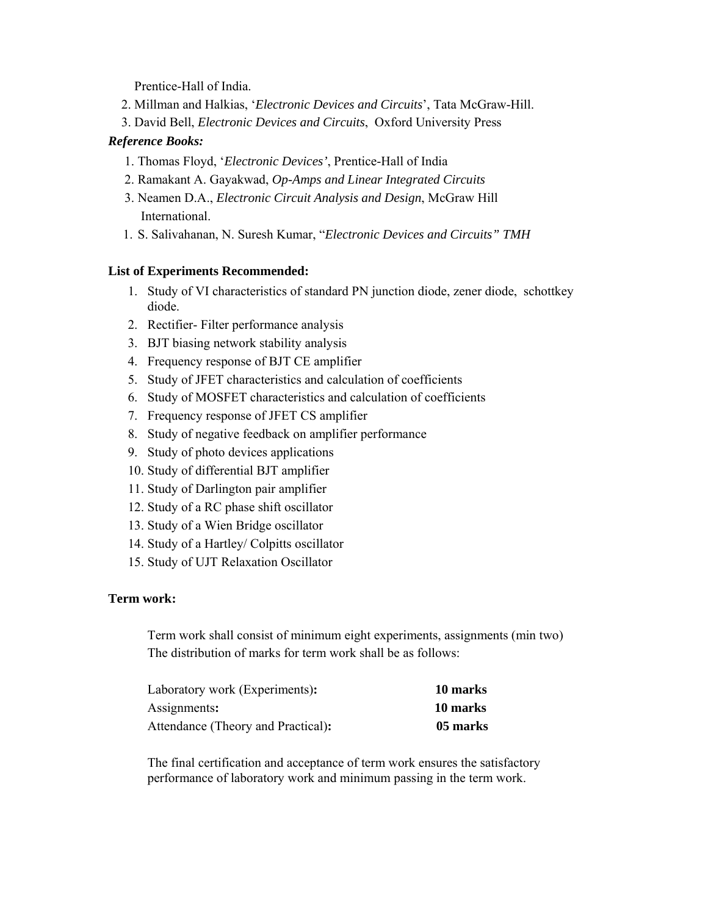Prentice-Hall of India.

2. Millman and Halkias, '*Electronic Devices and Circuits*', Tata McGraw-Hill.
3. David Bell, *Electronic Devices and Circuits*, Oxford University Press

***Reference Books:***

1. Thomas Floyd, '*Electronic Devices'*, Prentice-Hall of India
2. Ramakant A. Gayakwad, *Op-Amps and Linear Integrated Circuits*
3. Neamen D.A., *Electronic Circuit Analysis and Design*, McGraw Hill International.
1. S. Salivahanan, N. Suresh Kumar, "*Electronic Devices and Circuits" TMH*

**List of Experiments Recommended:**

1. Study of VI characteristics of standard PN junction diode, zener diode, schottkey diode.
2. Rectifier- Filter performance analysis
3. BJT biasing network stability analysis
4. Frequency response of BJT CE amplifier
5. Study of JFET characteristics and calculation of coefficients
6. Study of MOSFET characteristics and calculation of coefficients
7. Frequency response of JFET CS amplifier
8. Study of negative feedback on amplifier performance
9. Study of photo devices applications
10. Study of differential BJT amplifier
11. Study of Darlington pair amplifier
12. Study of a RC phase shift oscillator
13. Study of a Wien Bridge oscillator
14. Study of a Hartley/ Colpitts oscillator
15. Study of UJT Relaxation Oscillator

**Term work:**

Term work shall consist of minimum eight experiments, assignments (min two)
The distribution of marks for term work shall be as follows:

| | |
|---|---|
| Laboratory work (Experiments)**:** | **10 marks** |
| Assignments**:** | **10 marks** |
| Attendance (Theory and Practical)**:** | **05 marks** |

The final certification and acceptance of term work ensures the satisfactory performance of laboratory work and minimum passing in the term work.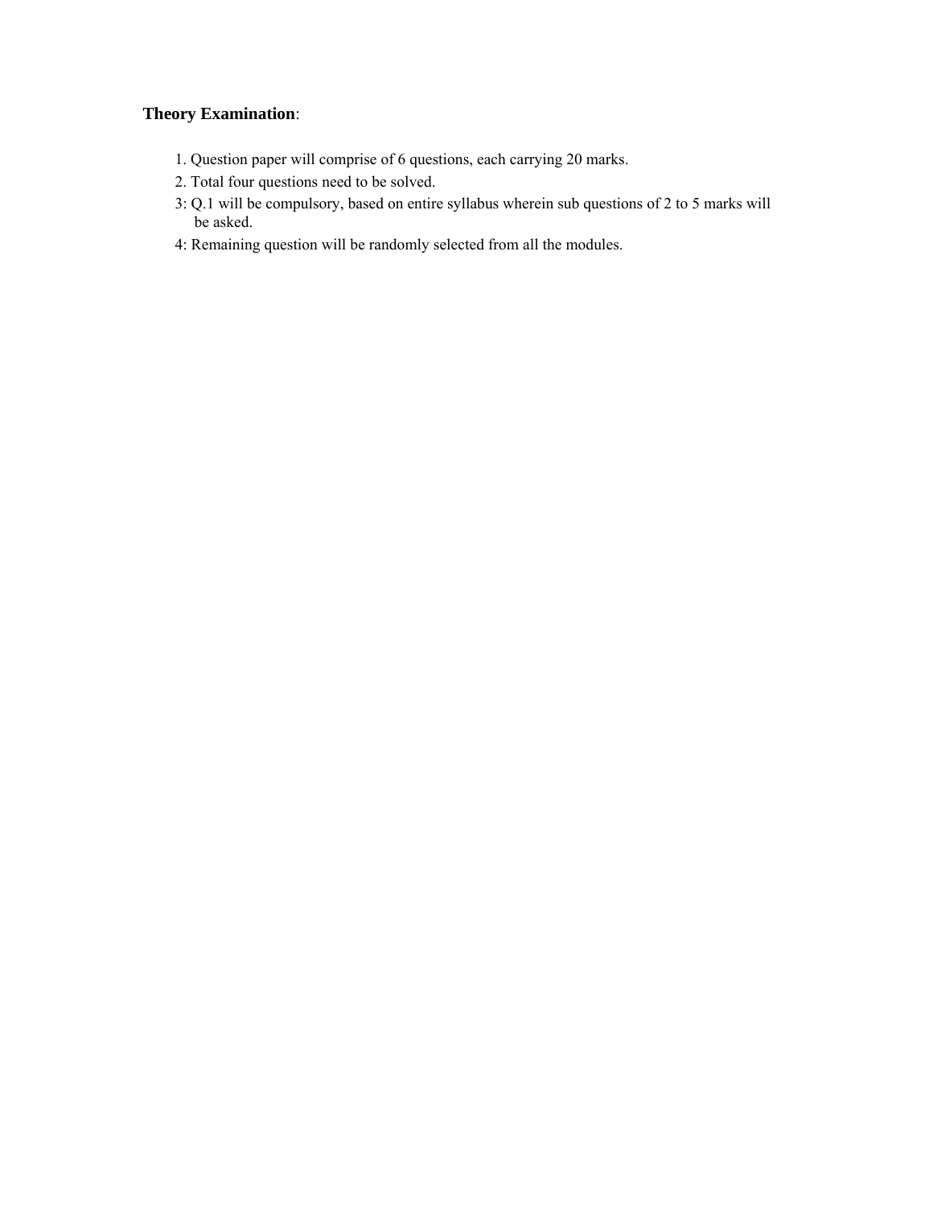**Theory Examination**:

1. Question paper will comprise of 6 questions, each carrying 20 marks.
2. Total four questions need to be solved.
3: Q.1 will be compulsory, based on entire syllabus wherein sub questions of 2 to 5 marks will be asked.
4: Remaining question will be randomly selected from all the modules.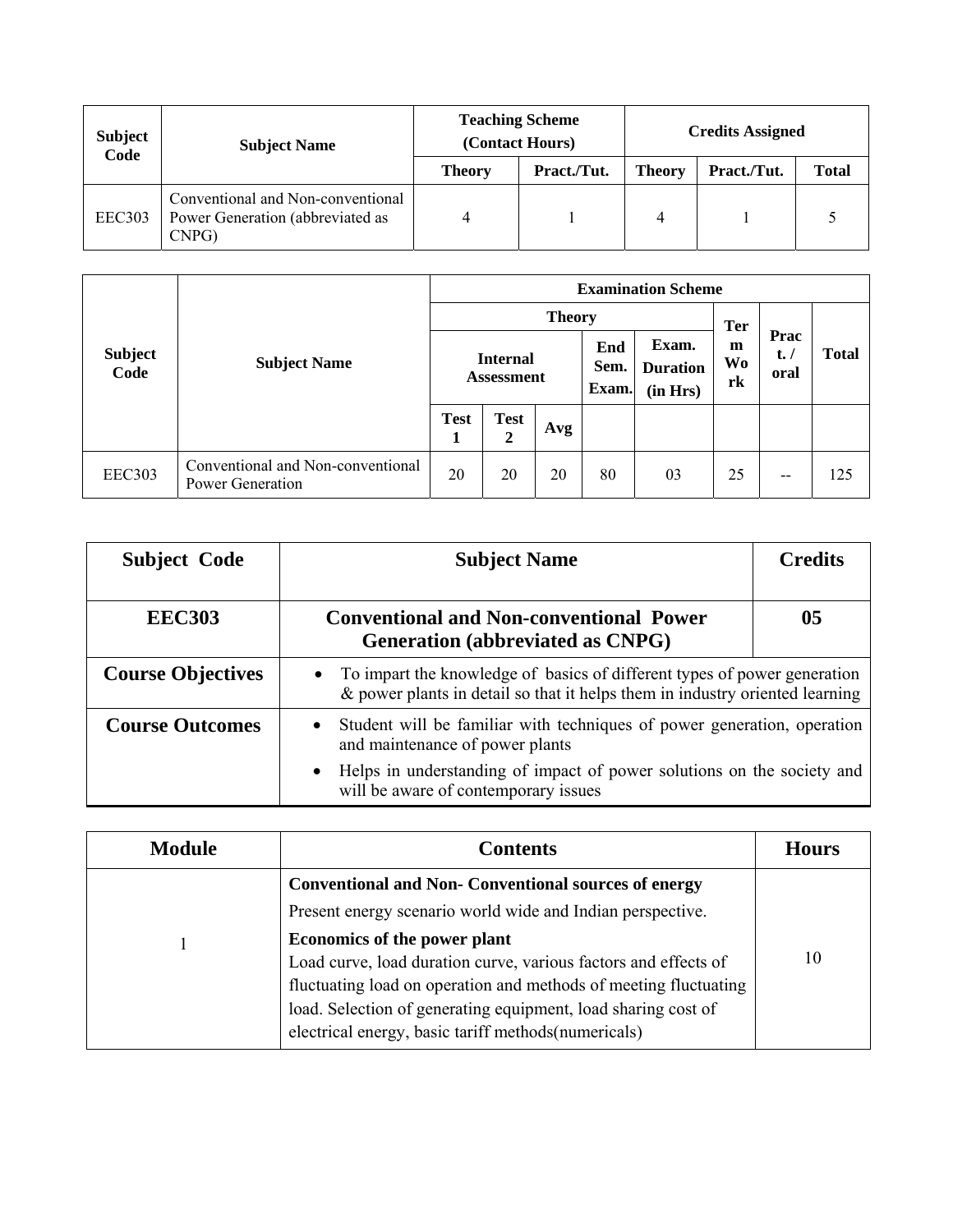| Subject Code | Subject Name | Teaching Scheme (Contact Hours) | | Credits Assigned | | |
|---|---|---|---|---|---|---|
| | | Theory | Pract./Tut. | Theory | Pract./Tut. | Total |
| EEC303 | Conventional and Non-conventional Power Generation (abbreviated as CNPG) | 4 | 1 | 4 | 1 | 5 |

| Subject Code | Subject Name | Examination Scheme | | | | | | | |
|---|---|---|---|---|---|---|---|---|---|
| | | Theory | | | | | Term Work | Pract. / oral | Total |
| | | Internal Assessment | | | End Sem. Exam. | Exam. Duration (in Hrs) | | | |
| | | Test 1 | Test 2 | Avg | | | | | |
| EEC303 | Conventional and Non-conventional Power Generation | 20 | 20 | 20 | 80 | 03 | 25 | -- | 125 |

| Subject Code | Subject Name | Credits |
|---|---|---|
| **EEC303** | **Conventional and Non-conventional Power Generation (abbreviated as CNPG)** | **05** |
| **Course Objectives** | • To impart the knowledge of basics of different types of power generation & power plants in detail so that it helps them in industry oriented learning | |
| **Course Outcomes** | • Student will be familiar with techniques of power generation, operation and maintenance of power plants<br>• Helps in understanding of impact of power solutions on the society and will be aware of contemporary issues | |

| Module | Contents | Hours |
|---|---|---|
| 1 | **Conventional and Non- Conventional sources of energy**<br>Present energy scenario world wide and Indian perspective.<br>**Economics of the power plant**<br>Load curve, load duration curve, various factors and effects of fluctuating load on operation and methods of meeting fluctuating load. Selection of generating equipment, load sharing cost of electrical energy, basic tariff methods(numericals) | 10 |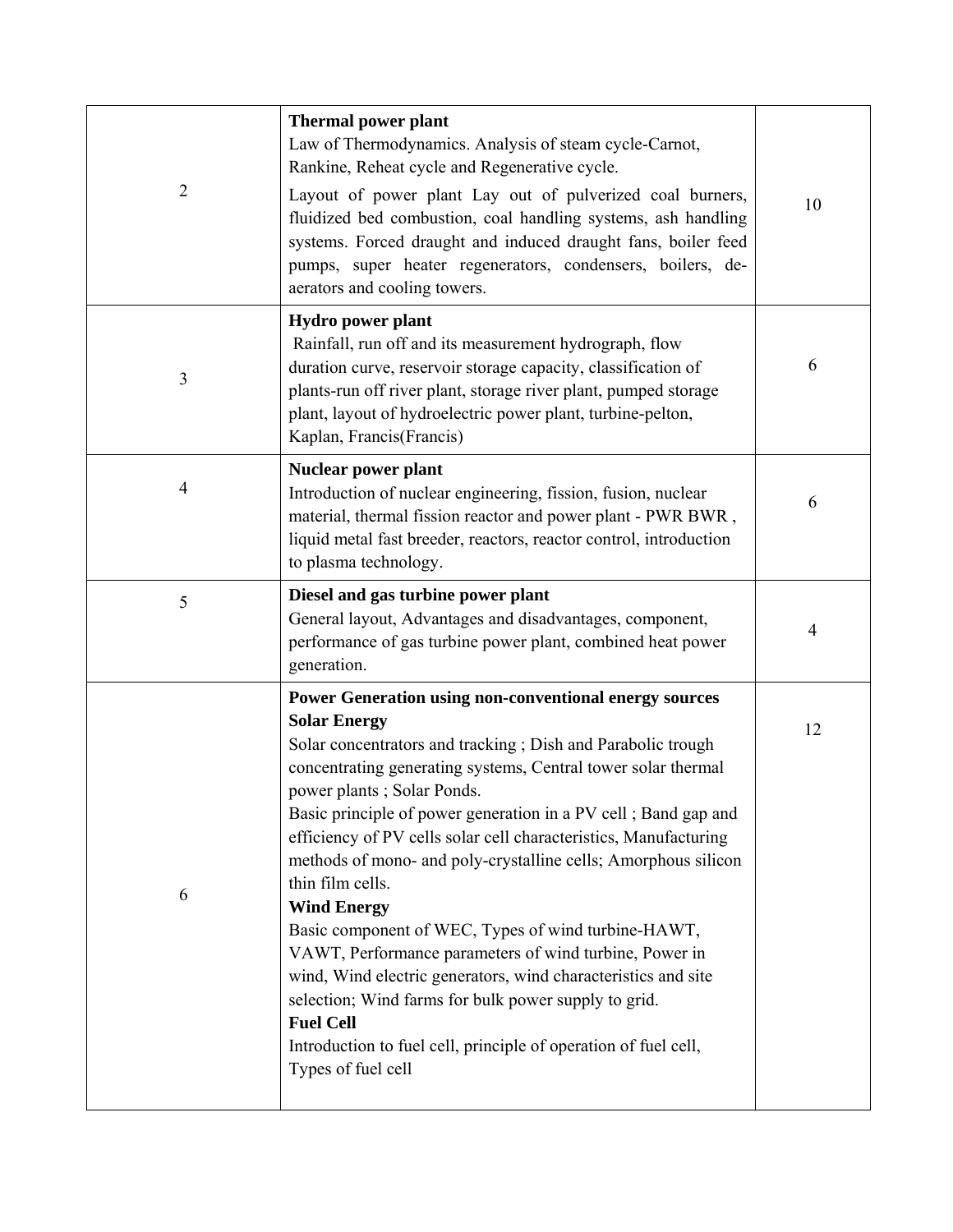| | | |
|---|---|---|
| 2 | **Thermal power plant**<br>Law of Thermodynamics. Analysis of steam cycle-Carnot, Rankine, Reheat cycle and Regenerative cycle.<br>Layout of power plant Lay out of pulverized coal burners, fluidized bed combustion, coal handling systems, ash handling systems. Forced draught and induced draught fans, boiler feed pumps, super heater regenerators, condensers, boilers, de-aerators and cooling towers. | 10 |
| 3 | **Hydro power plant**<br>Rainfall, run off and its measurement hydrograph, flow duration curve, reservoir storage capacity, classification of plants-run off river plant, storage river plant, pumped storage plant, layout of hydroelectric power plant, turbine-pelton, Kaplan, Francis(Francis) | 6 |
| 4 | **Nuclear power plant**<br>Introduction of nuclear engineering, fission, fusion, nuclear material, thermal fission reactor and power plant - PWR BWR , liquid metal fast breeder, reactors, reactor control, introduction to plasma technology. | 6 |
| 5 | **Diesel and gas turbine power plant**<br>General layout, Advantages and disadvantages, component, performance of gas turbine power plant, combined heat power generation. | 4 |
| 6 | **Power Generation using non-conventional energy sources**<br>**Solar Energy**<br>Solar concentrators and tracking ; Dish and Parabolic trough concentrating generating systems, Central tower solar thermal power plants ; Solar Ponds.<br>Basic principle of power generation in a PV cell ; Band gap and efficiency of PV cells solar cell characteristics, Manufacturing methods of mono- and poly-crystalline cells; Amorphous silicon thin film cells.<br>**Wind Energy**<br>Basic component of WEC, Types of wind turbine-HAWT, VAWT, Performance parameters of wind turbine, Power in wind, Wind electric generators, wind characteristics and site selection; Wind farms for bulk power supply to grid.<br>**Fuel Cell**<br>Introduction to fuel cell, principle of operation of fuel cell, Types of fuel cell | 12 |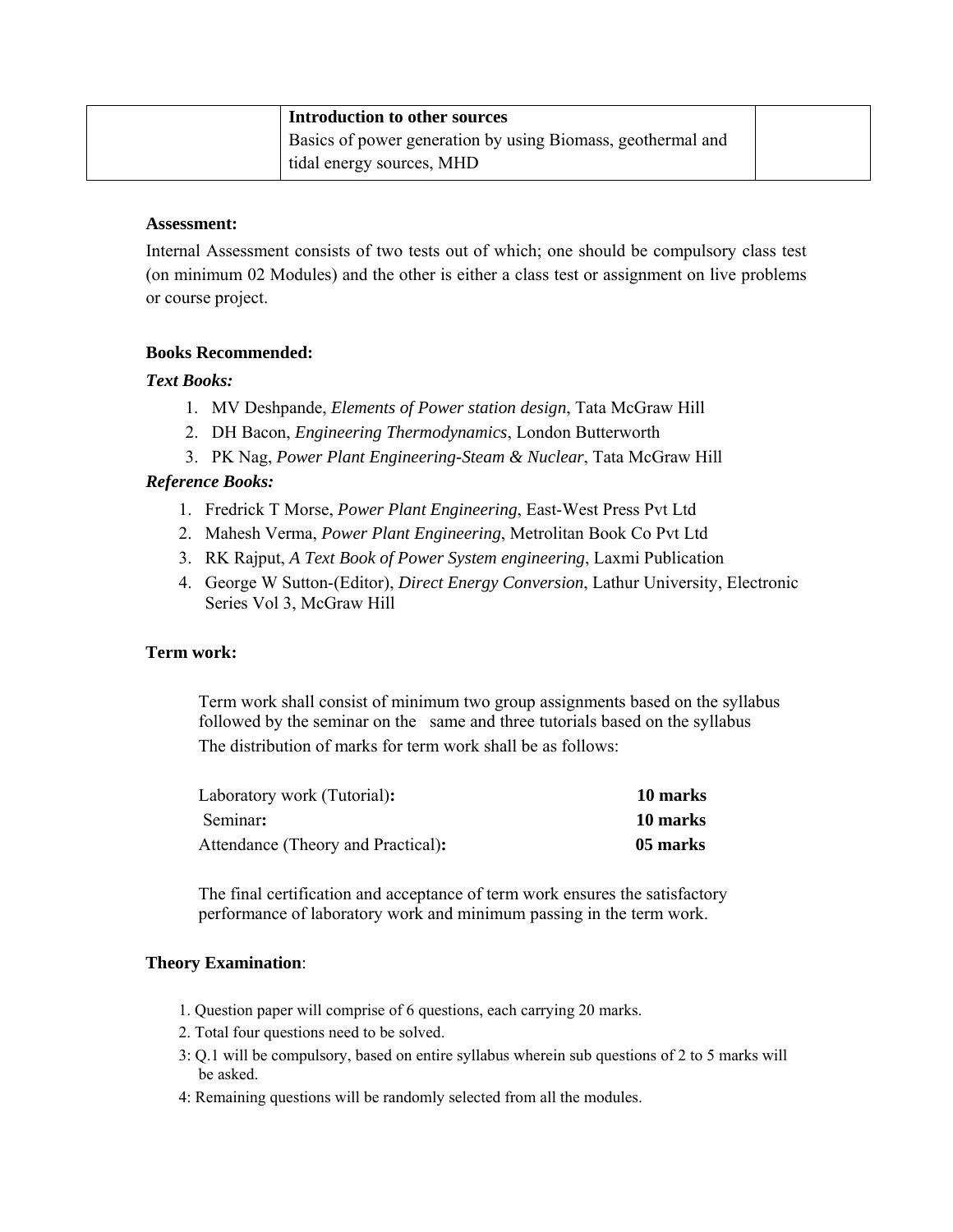| | **Introduction to other sources**<br>Basics of power generation by using Biomass, geothermal and tidal energy sources, MHD | |
|---|---|---|

**Assessment:**

Internal Assessment consists of two tests out of which; one should be compulsory class test (on minimum 02 Modules) and the other is either a class test or assignment on live problems or course project.

**Books Recommended:**

***Text Books:***

1. MV Deshpande, *Elements of Power station design*, Tata McGraw Hill
2. DH Bacon, *Engineering Thermodynamics*, London Butterworth
3. PK Nag, *Power Plant Engineering-Steam & Nuclear*, Tata McGraw Hill

***Reference Books:***

1. Fredrick T Morse, *Power Plant Engineering*, East-West Press Pvt Ltd
2. Mahesh Verma, *Power Plant Engineering*, Metrolitan Book Co Pvt Ltd
3. RK Rajput, *A Text Book of Power System engineering*, Laxmi Publication
4. George W Sutton-(Editor), *Direct Energy Conversion*, Lathur University, Electronic Series Vol 3, McGraw Hill

**Term work:**

Term work shall consist of minimum two group assignments based on the syllabus followed by the seminar on the same and three tutorials based on the syllabus

The distribution of marks for term work shall be as follows:

| | |
|---|---|
| Laboratory work (Tutorial)**:** | **10 marks** |
| Seminar**:** | **10 marks** |
| Attendance (Theory and Practical)**:** | **05 marks** |

The final certification and acceptance of term work ensures the satisfactory performance of laboratory work and minimum passing in the term work.

**Theory Examination**:

1. Question paper will comprise of 6 questions, each carrying 20 marks.
2. Total four questions need to be solved.
3: Q.1 will be compulsory, based on entire syllabus wherein sub questions of 2 to 5 marks will be asked.
4: Remaining questions will be randomly selected from all the modules.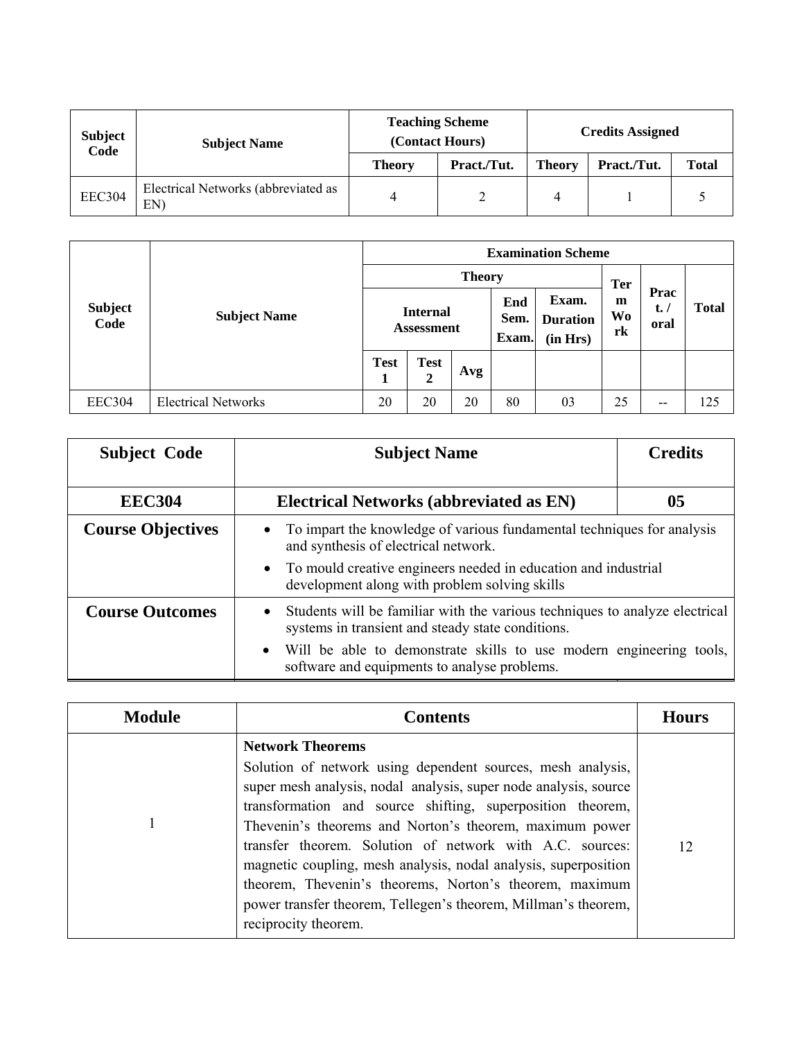| Subject Code | Subject Name | Teaching Scheme (Contact Hours) | | Credits Assigned | | |
|---|---|---|---|---|---|---|
| | | Theory | Pract./Tut. | Theory | Pract./Tut. | Total |
| EEC304 | Electrical Networks (abbreviated as EN) | 4 | 2 | 4 | 1 | 5 |

| Subject Code | Subject Name | Examination Scheme | | | | | | | |
|---|---|---|---|---|---|---|---|---|---|
| | | Theory | | | | | Term Work | Pract. / oral | Total |
| | | Internal Assessment | | | End Sem. Exam. | Exam. Duration (in Hrs) | | | |
| | | Test 1 | Test 2 | Avg | | | | | |
| EEC304 | Electrical Networks | 20 | 20 | 20 | 80 | 03 | 25 | -- | 125 |

| Subject Code | Subject Name | Credits |
|---|---|---|
| **EEC304** | **Electrical Networks (abbreviated as EN)** | **05** |
| **Course Objectives** | • To impart the knowledge of various fundamental techniques for analysis and synthesis of electrical network. <br> • To mould creative engineers needed in education and industrial development along with problem solving skills | |
| **Course Outcomes** | • Students will be familiar with the various techniques to analyze electrical systems in transient and steady state conditions. <br> • Will be able to demonstrate skills to use modern engineering tools, software and equipments to analyse problems. | |

| Module | Contents | Hours |
|---|---|---|
| 1 | **Network Theorems** <br> Solution of network using dependent sources, mesh analysis, super mesh analysis, nodal analysis, super node analysis, source transformation and source shifting, superposition theorem, Thevenin's theorems and Norton's theorem, maximum power transfer theorem. Solution of network with A.C. sources: magnetic coupling, mesh analysis, nodal analysis, superposition theorem, Thevenin's theorems, Norton's theorem, maximum power transfer theorem, Tellegen's theorem, Millman's theorem, reciprocity theorem. | 12 |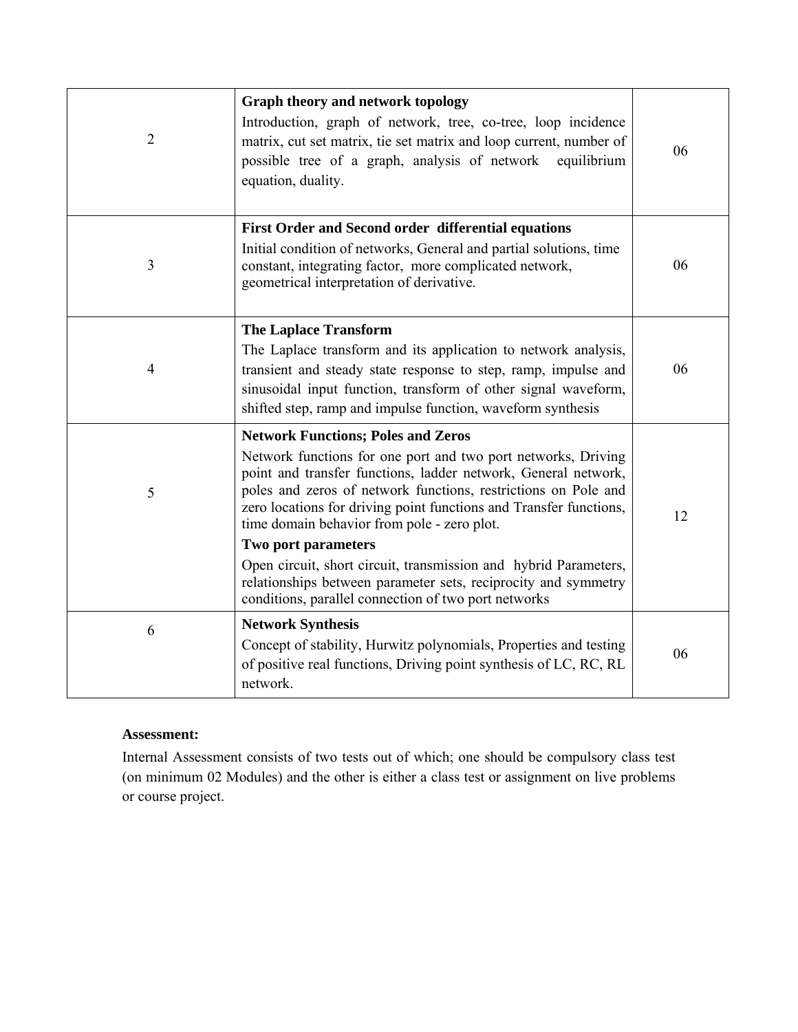| | | |
|---|---|---|
| 2 | **Graph theory and network topology**<br>Introduction, graph of network, tree, co-tree, loop incidence matrix, cut set matrix, tie set matrix and loop current, number of possible tree of a graph, analysis of network equilibrium equation, duality. | 06 |
| 3 | **First Order and Second order differential equations**<br>Initial condition of networks, General and partial solutions, time constant, integrating factor, more complicated network, geometrical interpretation of derivative. | 06 |
| 4 | **The Laplace Transform**<br>The Laplace transform and its application to network analysis, transient and steady state response to step, ramp, impulse and sinusoidal input function, transform of other signal waveform, shifted step, ramp and impulse function, waveform synthesis | 06 |
| 5 | **Network Functions; Poles and Zeros**<br>Network functions for one port and two port networks, Driving point and transfer functions, ladder network, General network, poles and zeros of network functions, restrictions on Pole and zero locations for driving point functions and Transfer functions, time domain behavior from pole - zero plot.<br>**Two port parameters**<br>Open circuit, short circuit, transmission and hybrid Parameters, relationships between parameter sets, reciprocity and symmetry conditions, parallel connection of two port networks | 12 |
| 6 | **Network Synthesis**<br>Concept of stability, Hurwitz polynomials, Properties and testing of positive real functions, Driving point synthesis of LC, RC, RL network. | 06 |

**Assessment:**

Internal Assessment consists of two tests out of which; one should be compulsory class test (on minimum 02 Modules) and the other is either a class test or assignment on live problems or course project.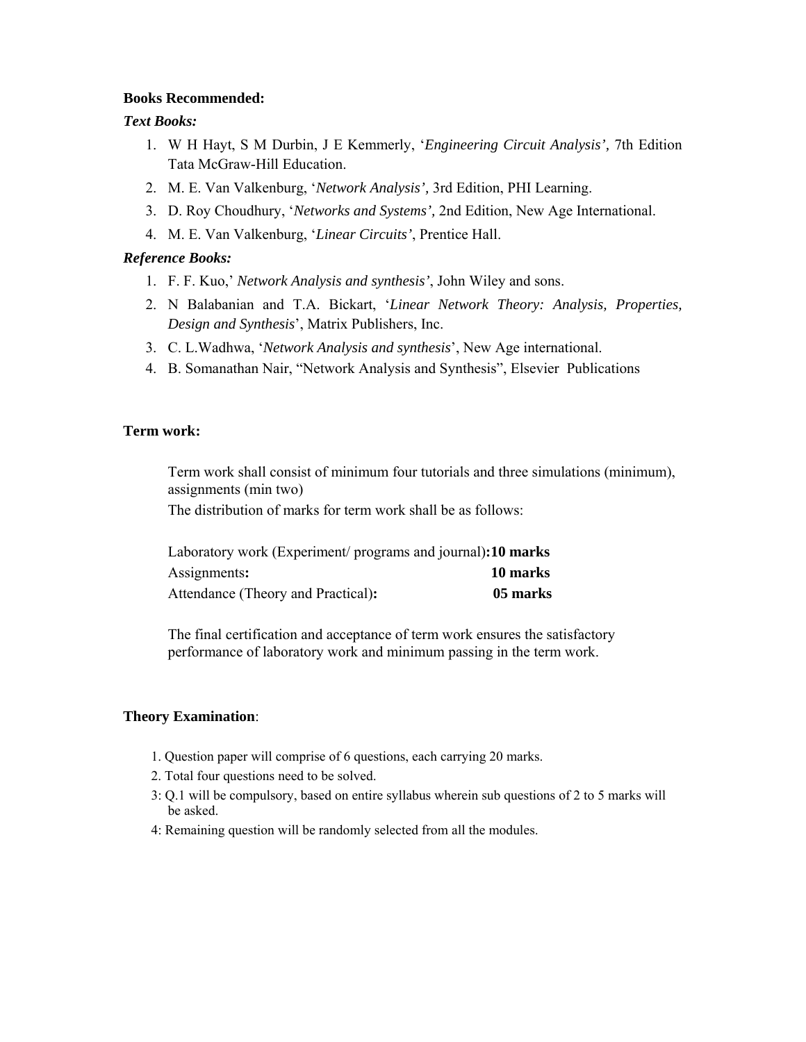**Books Recommended:**

***Text Books:***

1. W H Hayt, S M Durbin, J E Kemmerly, '*Engineering Circuit Analysis',* 7th Edition Tata McGraw-Hill Education.
2. M. E. Van Valkenburg, '*Network Analysis',* 3rd Edition, PHI Learning.
3. D. Roy Choudhury, '*Networks and Systems',* 2nd Edition, New Age International.
4. M. E. Van Valkenburg, '*Linear Circuits'*, Prentice Hall.

***Reference Books:***

1. F. F. Kuo,' *Network Analysis and synthesis'*, John Wiley and sons.
2. N Balabanian and T.A. Bickart, '*Linear Network Theory: Analysis, Properties, Design and Synthesis*', Matrix Publishers, Inc.
3. C. L.Wadhwa, '*Network Analysis and synthesis*', New Age international.
4. B. Somanathan Nair, "Network Analysis and Synthesis", Elsevier Publications

**Term work:**

Term work shall consist of minimum four tutorials and three simulations (minimum), assignments (min two)

The distribution of marks for term work shall be as follows:

Laboratory work (Experiment/ programs and journal)**:10 marks**
Assignments**: 10 marks**
Attendance (Theory and Practical)**: 05 marks**

The final certification and acceptance of term work ensures the satisfactory performance of laboratory work and minimum passing in the term work.

**Theory Examination**:

1. Question paper will comprise of 6 questions, each carrying 20 marks.
2. Total four questions need to be solved.
3: Q.1 will be compulsory, based on entire syllabus wherein sub questions of 2 to 5 marks will be asked.
4: Remaining question will be randomly selected from all the modules.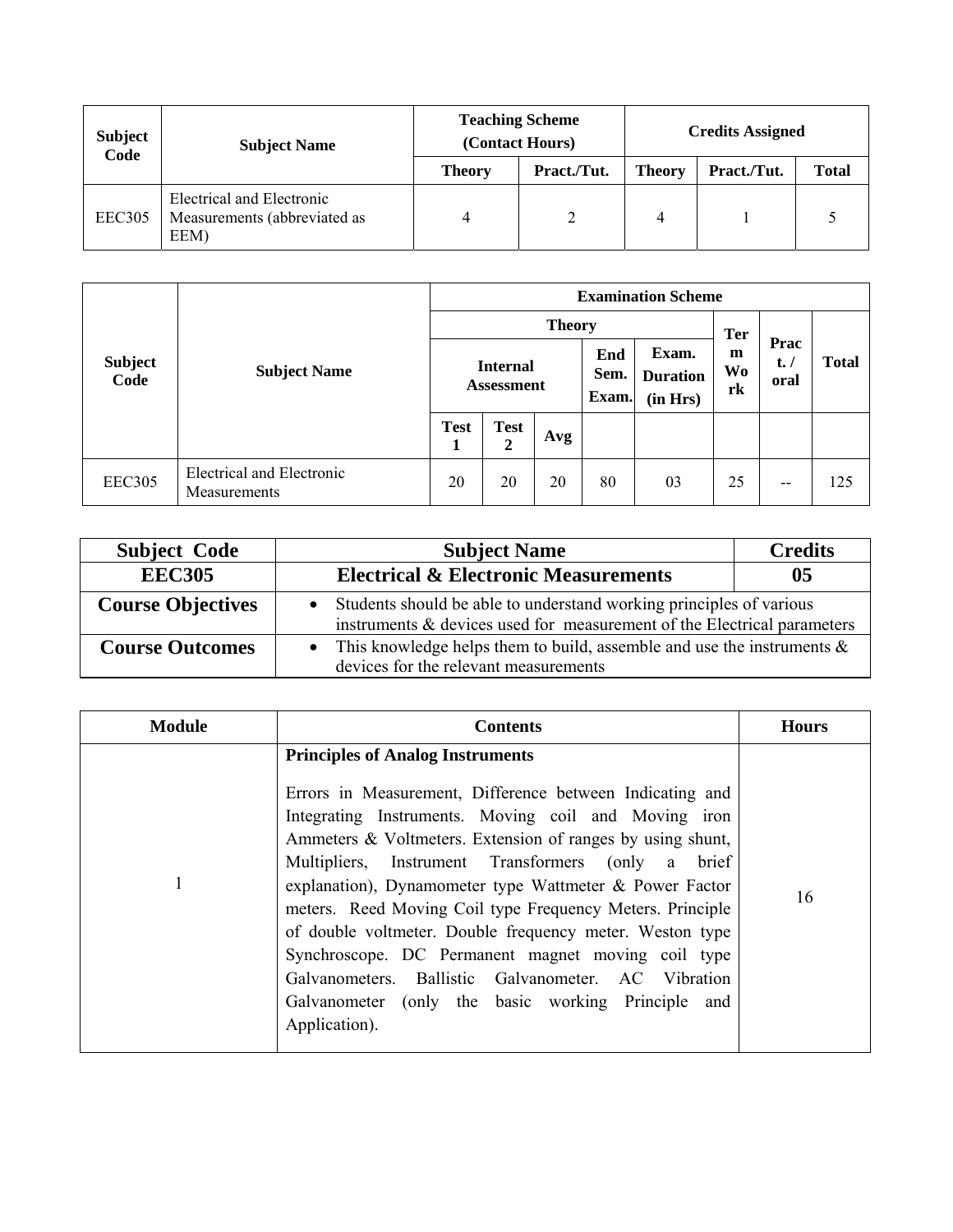| Subject Code | Subject Name | Teaching Scheme (Contact Hours) | | Credits Assigned | | |
|---|---|---|---|---|---|---|
| | | Theory | Pract./Tut. | Theory | Pract./Tut. | Total |
| EEC305 | Electrical and Electronic Measurements (abbreviated as EEM) | 4 | 2 | 4 | 1 | 5 |

| Subject Code | Subject Name | Examination Scheme | | | | | | | |
|---|---|---|---|---|---|---|---|---|---|
| | | Theory | | | | | Term Work | Pract. / oral | Total |
| | | Internal Assessment | | | End Sem. Exam. | Exam. Duration (in Hrs) | | | |
| | | Test 1 | Test 2 | Avg | | | | | |
| EEC305 | Electrical and Electronic Measurements | 20 | 20 | 20 | 80 | 03 | 25 | -- | 125 |

| Subject Code | Subject Name | Credits |
|---|---|---|
| **EEC305** | **Electrical & Electronic Measurements** | **05** |
| **Course Objectives** | • Students should be able to understand working principles of various instruments & devices used for measurement of the Electrical parameters | |
| **Course Outcomes** | • This knowledge helps them to build, assemble and use the instruments & devices for the relevant measurements | |

| Module | Contents | Hours |
|---|---|---|
| 1 | **Principles of Analog Instruments**<br><br>Errors in Measurement, Difference between Indicating and Integrating Instruments. Moving coil and Moving iron Ammeters & Voltmeters. Extension of ranges by using shunt, Multipliers, Instrument Transformers (only a brief explanation), Dynamometer type Wattmeter & Power Factor meters. Reed Moving Coil type Frequency Meters. Principle of double voltmeter. Double frequency meter. Weston type Synchroscope. DC Permanent magnet moving coil type Galvanometers. Ballistic Galvanometer. AC Vibration Galvanometer (only the basic working Principle and Application). | 16 |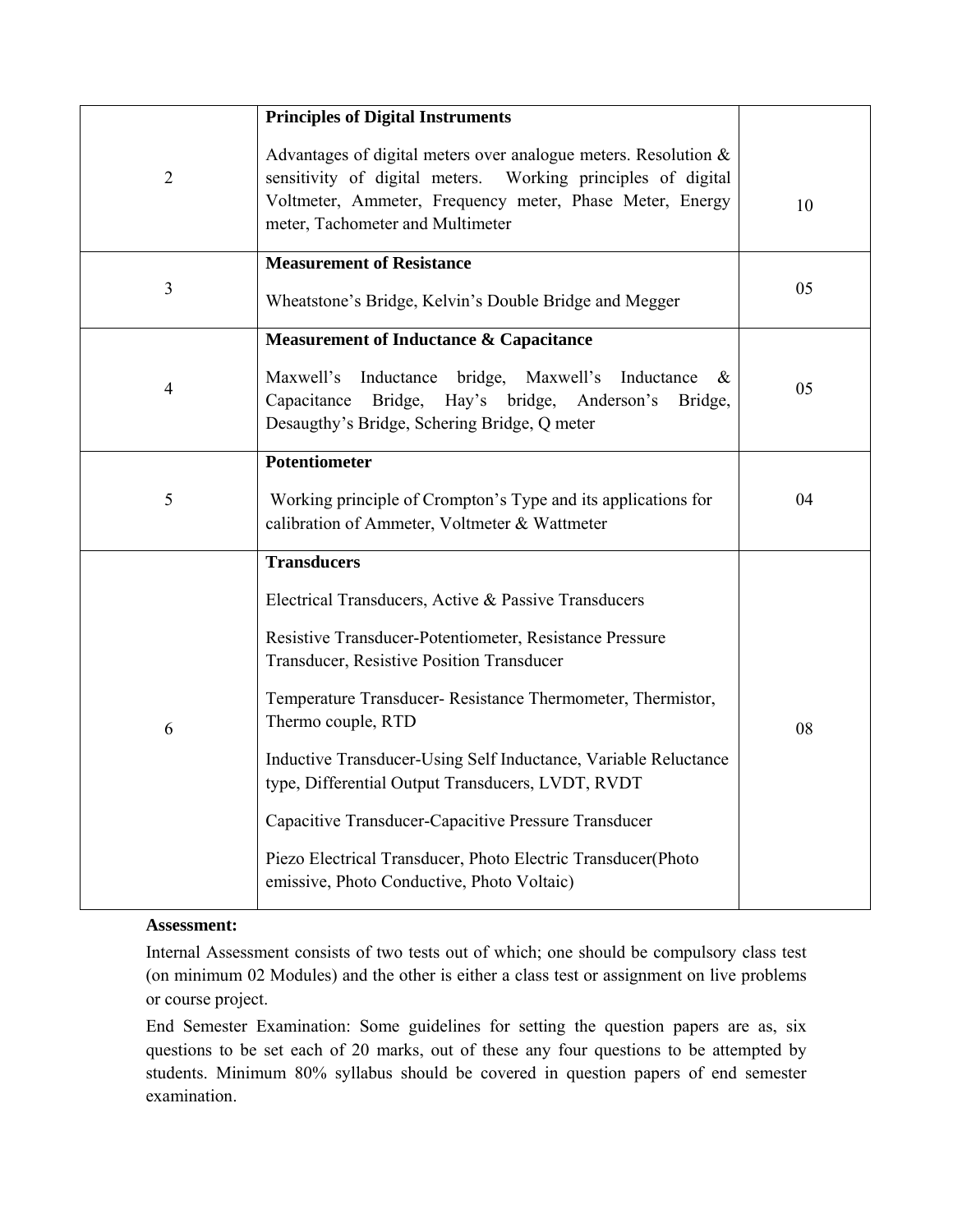| | | |
|---|---|---|
| 2 | **Principles of Digital Instruments**<br><br>Advantages of digital meters over analogue meters. Resolution & sensitivity of digital meters. Working principles of digital Voltmeter, Ammeter, Frequency meter, Phase Meter, Energy meter, Tachometer and Multimeter | 10 |
| 3 | **Measurement of Resistance**<br><br>Wheatstone's Bridge, Kelvin's Double Bridge and Megger | 05 |
| 4 | **Measurement of Inductance & Capacitance**<br><br>Maxwell's Inductance bridge, Maxwell's Inductance & Capacitance Bridge, Hay's bridge, Anderson's Bridge, Desaugthy's Bridge, Schering Bridge, Q meter | 05 |
| 5 | **Potentiometer**<br><br>Working principle of Crompton's Type and its applications for calibration of Ammeter, Voltmeter & Wattmeter | 04 |
| 6 | **Transducers**<br><br>Electrical Transducers, Active & Passive Transducers<br><br>Resistive Transducer-Potentiometer, Resistance Pressure Transducer, Resistive Position Transducer<br><br>Temperature Transducer- Resistance Thermometer, Thermistor, Thermo couple, RTD<br><br>Inductive Transducer-Using Self Inductance, Variable Reluctance type, Differential Output Transducers, LVDT, RVDT<br><br>Capacitive Transducer-Capacitive Pressure Transducer<br><br>Piezo Electrical Transducer, Photo Electric Transducer(Photo emissive, Photo Conductive, Photo Voltaic) | 08 |

**Assessment:**

Internal Assessment consists of two tests out of which; one should be compulsory class test (on minimum 02 Modules) and the other is either a class test or assignment on live problems or course project.

End Semester Examination: Some guidelines for setting the question papers are as, six questions to be set each of 20 marks, out of these any four questions to be attempted by students. Minimum 80% syllabus should be covered in question papers of end semester examination.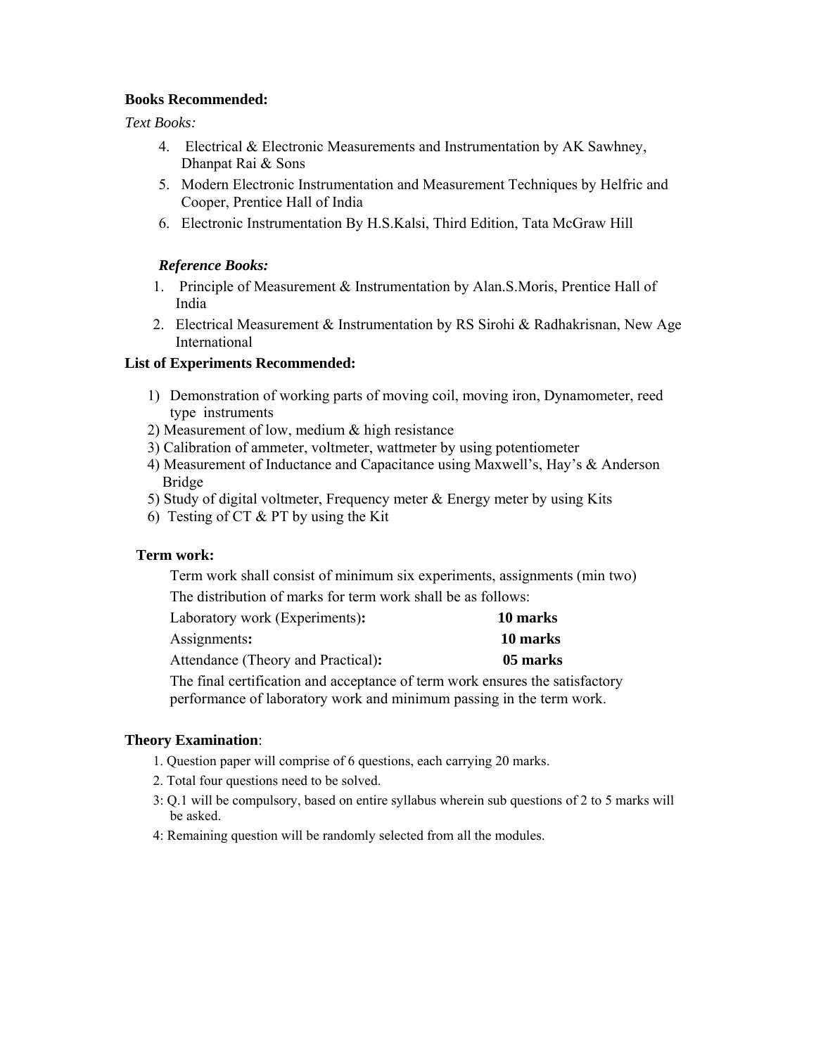**Books Recommended:**

*Text Books:*

4. Electrical & Electronic Measurements and Instrumentation by AK Sawhney, Dhanpat Rai & Sons
5. Modern Electronic Instrumentation and Measurement Techniques by Helfric and Cooper, Prentice Hall of India
6. Electronic Instrumentation By H.S.Kalsi, Third Edition, Tata McGraw Hill

***Reference Books:***

1. Principle of Measurement & Instrumentation by Alan.S.Moris, Prentice Hall of India
2. Electrical Measurement & Instrumentation by RS Sirohi & Radhakrisnan, New Age International

**List of Experiments Recommended:**

1) Demonstration of working parts of moving coil, moving iron, Dynamometer, reed type instruments
2) Measurement of low, medium & high resistance
3) Calibration of ammeter, voltmeter, wattmeter by using potentiometer
4) Measurement of Inductance and Capacitance using Maxwell's, Hay's & Anderson Bridge
5) Study of digital voltmeter, Frequency meter & Energy meter by using Kits
6) Testing of CT & PT by using the Kit

**Term work:**

Term work shall consist of minimum six experiments, assignments (min two)

The distribution of marks for term work shall be as follows:

| | |
|---|---|
| Laboratory work (Experiments)**:** | **10 marks** |
| Assignments**:** | **10 marks** |
| Attendance (Theory and Practical)**:** | **05 marks** |

The final certification and acceptance of term work ensures the satisfactory performance of laboratory work and minimum passing in the term work.

**Theory Examination**:

1. Question paper will comprise of 6 questions, each carrying 20 marks.
2. Total four questions need to be solved.
3: Q.1 will be compulsory, based on entire syllabus wherein sub questions of 2 to 5 marks will be asked.
4: Remaining question will be randomly selected from all the modules.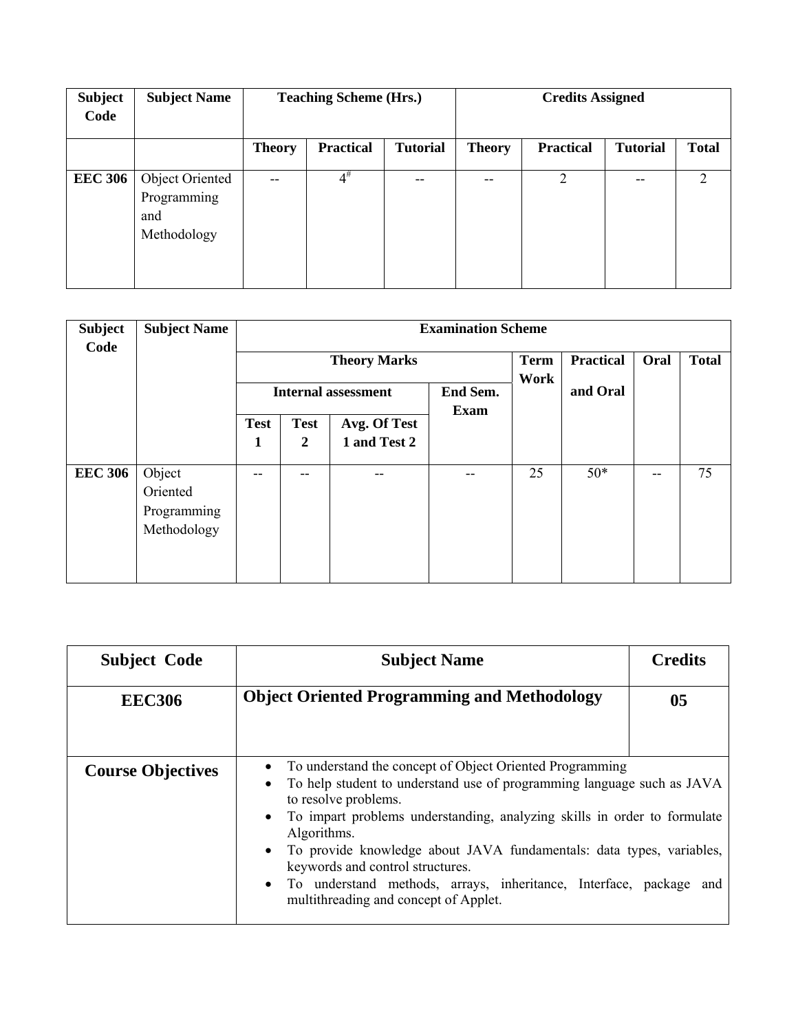| Subject Code | Subject Name | Teaching Scheme (Hrs.) | | | Credits Assigned | | | |
|---|---|---|---|---|---|---|---|---|
| | | Theory | Practical | Tutorial | Theory | Practical | Tutorial | Total |
| EEC 306 | Object Oriented Programming and Methodology | -- | 4# | -- | -- | 2 | -- | 2 |

| Subject Code | Subject Name | Examination Scheme | | | | | | | |
|---|---|---|---|---|---|---|---|---|---|
| | | Theory Marks | | | | Term Work | Practical and Oral | Oral | Total |
| | | Internal assessment | | | End Sem. Exam | | | | |
| | | Test 1 | Test 2 | Avg. Of Test 1 and Test 2 | | | | | |
| EEC 306 | Object Oriented Programming Methodology | -- | -- | -- | -- | 25 | 50* | -- | 75 |

| Subject Code | Subject Name | Credits |
|---|---|---|
| **EEC306** | **Object Oriented Programming and Methodology** | **05** |
| **Course Objectives** | • To understand the concept of Object Oriented Programming<br>• To help student to understand use of programming language such as JAVA to resolve problems.<br>• To impart problems understanding, analyzing skills in order to formulate Algorithms.<br>• To provide knowledge about JAVA fundamentals: data types, variables, keywords and control structures.<br>• To understand methods, arrays, inheritance, Interface, package and multithreading and concept of Applet. | |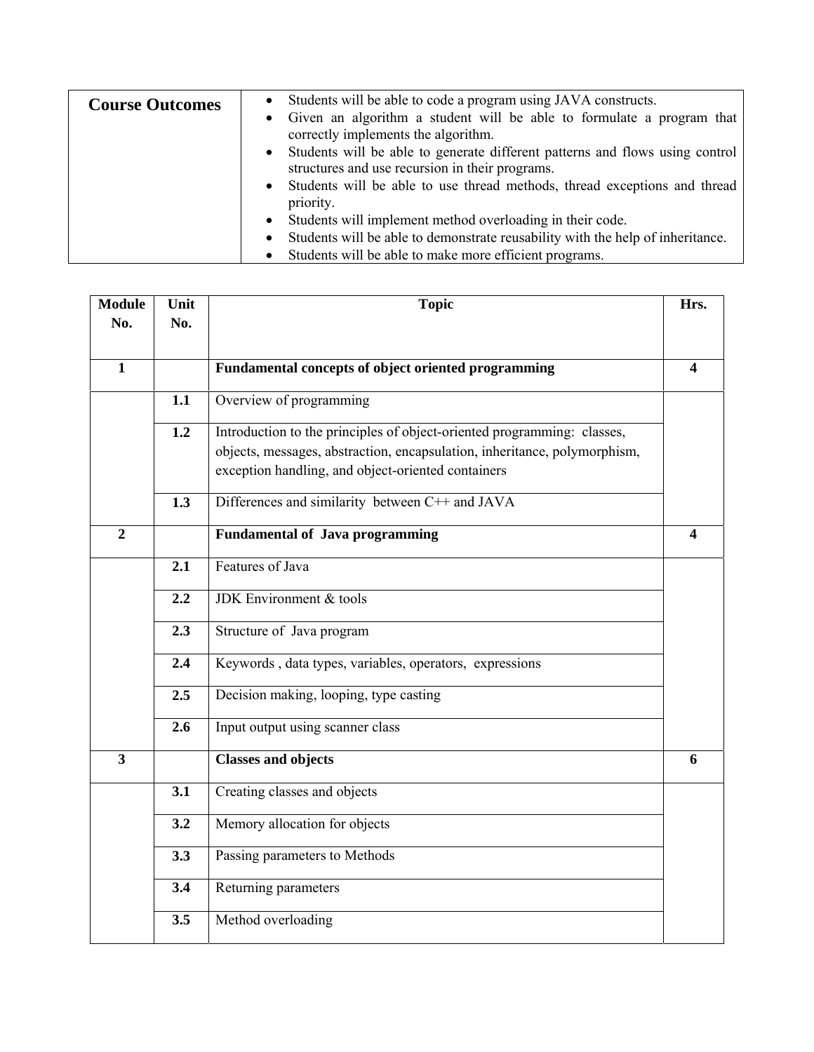| **Course Outcomes** | • Students will be able to code a program using JAVA constructs.<br>• Given an algorithm a student will be able to formulate a program that correctly implements the algorithm.<br>• Students will be able to generate different patterns and flows using control structures and use recursion in their programs.<br>• Students will be able to use thread methods, thread exceptions and thread priority.<br>• Students will implement method overloading in their code.<br>• Students will be able to demonstrate reusability with the help of inheritance.<br>• Students will be able to make more efficient programs. |
|---|---|

| **Module No.** | **Unit No.** | **Topic** | **Hrs.** |
|---|---|---|---|
| **1** | | **Fundamental concepts of object oriented programming** | **4** |
| | **1.1** | Overview of programming | |
| | **1.2** | Introduction to the principles of object-oriented programming: classes, objects, messages, abstraction, encapsulation, inheritance, polymorphism, exception handling, and object-oriented containers | |
| | **1.3** | Differences and similarity between C++ and JAVA | |
| **2** | | **Fundamental of Java programming** | **4** |
| | **2.1** | Features of Java | |
| | **2.2** | JDK Environment & tools | |
| | **2.3** | Structure of Java program | |
| | **2.4** | Keywords , data types, variables, operators, expressions | |
| | **2.5** | Decision making, looping, type casting | |
| | **2.6** | Input output using scanner class | |
| **3** | | **Classes and objects** | **6** |
| | **3.1** | Creating classes and objects | |
| | **3.2** | Memory allocation for objects | |
| | **3.3** | Passing parameters to Methods | |
| | **3.4** | Returning parameters | |
| | **3.5** | Method overloading | |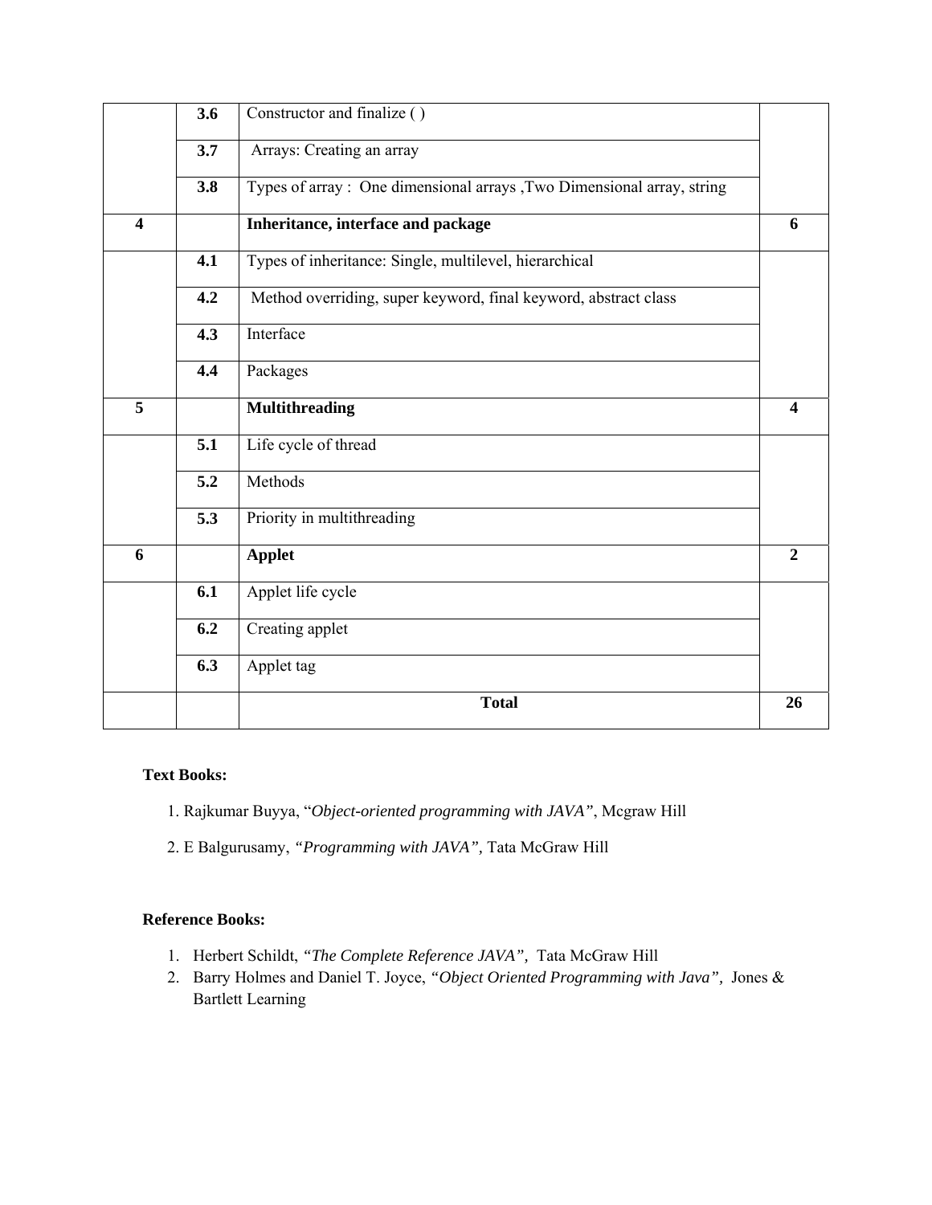| | | | |
|---|---|---|---|
| | **3.6** | Constructor and finalize ( ) | |
| | **3.7** | Arrays: Creating an array | |
| | **3.8** | Types of array : One dimensional arrays ,Two Dimensional array, string | |
| **4** | | **Inheritance, interface and package** | **6** |
| | **4.1** | Types of inheritance: Single, multilevel, hierarchical | |
| | **4.2** | Method overriding, super keyword, final keyword, abstract class | |
| | **4.3** | Interface | |
| | **4.4** | Packages | |
| **5** | | **Multithreading** | **4** |
| | **5.1** | Life cycle of thread | |
| | **5.2** | Methods | |
| | **5.3** | Priority in multithreading | |
| **6** | | **Applet** | **2** |
| | **6.1** | Applet life cycle | |
| | **6.2** | Creating applet | |
| | **6.3** | Applet tag | |
| | | **Total** | **26** |

**Text Books:**

1. Rajkumar Buyya, "*Object-oriented programming with JAVA*", Mcgraw Hill
2. E Balgurusamy, *"Programming with JAVA"*, Tata McGraw Hill

**Reference Books:**

1. Herbert Schildt, *"The Complete Reference JAVA",* Tata McGraw Hill
2. Barry Holmes and Daniel T. Joyce, *"Object Oriented Programming with Java",* Jones & Bartlett Learning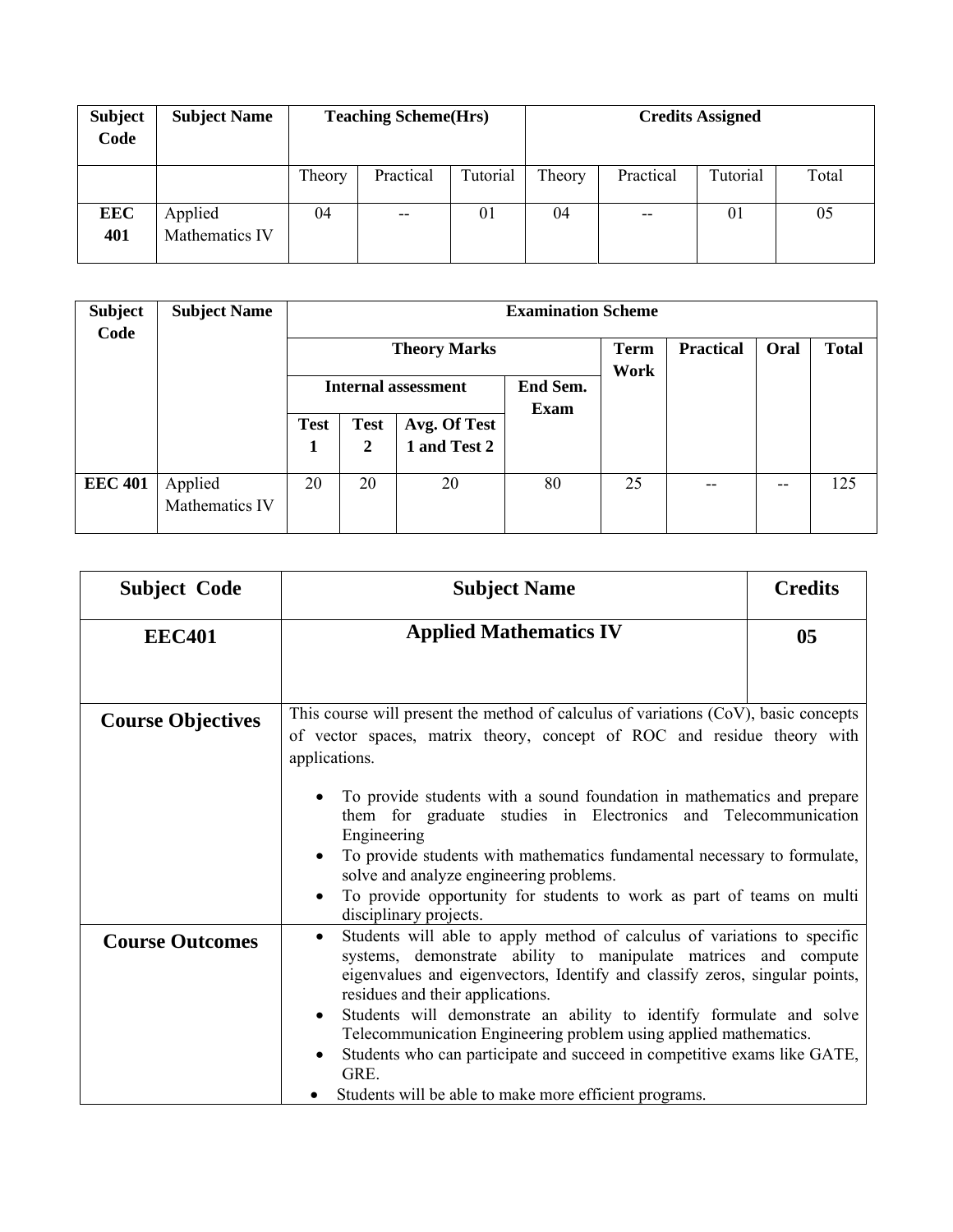| Subject Code | Subject Name | Teaching Scheme(Hrs) | | | Credits Assigned | | | |
|---|---|---|---|---|---|---|---|---|
| | | Theory | Practical | Tutorial | Theory | Practical | Tutorial | Total |
| **EEC 401** | Applied Mathematics IV | 04 | -- | 01 | 04 | -- | 01 | 05 |

| Subject Code | Subject Name | Examination Scheme | | | | | | | |
|---|---|---|---|---|---|---|---|---|---|
| | | Theory Marks | | | | Term Work | Practical | Oral | Total |
| | | Internal assessment | | | End Sem. Exam | | | | |
| | | Test 1 | Test 2 | Avg. Of Test 1 and Test 2 | | | | | |
| **EEC 401** | Applied Mathematics IV | 20 | 20 | 20 | 80 | 25 | -- | -- | 125 |

| Subject Code | Subject Name | Credits |
|---|---|---|
| **EEC401** | **Applied Mathematics IV** | **05** |
| **Course Objectives** | This course will present the method of calculus of variations (CoV), basic concepts of vector spaces, matrix theory, concept of ROC and residue theory with applications.<br>• To provide students with a sound foundation in mathematics and prepare them for graduate studies in Electronics and Telecommunication Engineering<br>• To provide students with mathematics fundamental necessary to formulate, solve and analyze engineering problems.<br>• To provide opportunity for students to work as part of teams on multi disciplinary projects. | |
| **Course Outcomes** | • Students will able to apply method of calculus of variations to specific systems, demonstrate ability to manipulate matrices and compute eigenvalues and eigenvectors, Identify and classify zeros, singular points, residues and their applications.<br>• Students will demonstrate an ability to identify formulate and solve Telecommunication Engineering problem using applied mathematics.<br>• Students who can participate and succeed in competitive exams like GATE, GRE.<br>• Students will be able to make more efficient programs. | |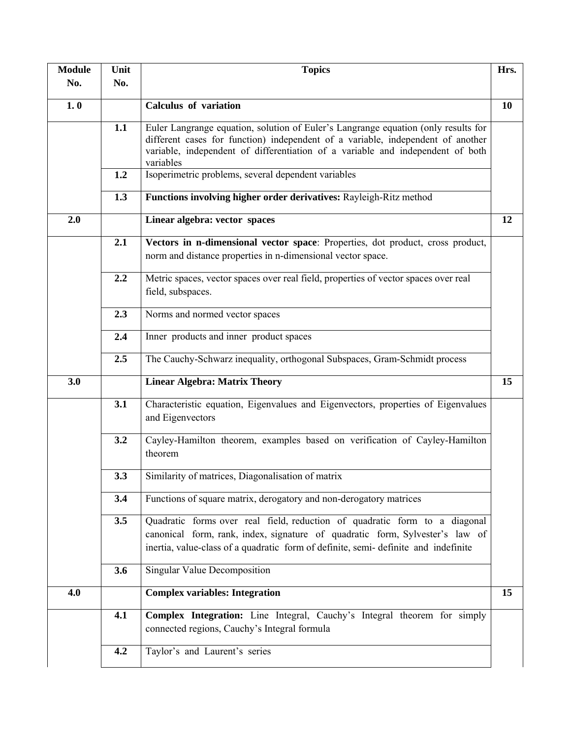| Module No. | Unit No. | Topics | Hrs. |
|---|---|---|---|
| 1. 0 | | **Calculus of variation** | 10 |
| | 1.1 | Euler Langrange equation, solution of Euler's Langrange equation (only results for different cases for function) independent of a variable, independent of another variable, independent of differentiation of a variable and independent of both variables | |
| | 1.2 | Isoperimetric problems, several dependent variables | |
| | 1.3 | **Functions involving higher order derivatives:** Rayleigh-Ritz method | |
| 2.0 | | **Linear algebra: vector spaces** | 12 |
| | 2.1 | **Vectors in n-dimensional vector space**: Properties, dot product, cross product, norm and distance properties in n-dimensional vector space. | |
| | 2.2 | Metric spaces, vector spaces over real field, properties of vector spaces over real field, subspaces. | |
| | 2.3 | Norms and normed vector spaces | |
| | 2.4 | Inner products and inner product spaces | |
| | 2.5 | The Cauchy-Schwarz inequality, orthogonal Subspaces, Gram-Schmidt process | |
| 3.0 | | **Linear Algebra: Matrix Theory** | 15 |
| | 3.1 | Characteristic equation, Eigenvalues and Eigenvectors, properties of Eigenvalues and Eigenvectors | |
| | 3.2 | Cayley-Hamilton theorem, examples based on verification of Cayley-Hamilton theorem | |
| | 3.3 | Similarity of matrices, Diagonalisation of matrix | |
| | 3.4 | Functions of square matrix, derogatory and non-derogatory matrices | |
| | 3.5 | Quadratic forms over real field, reduction of quadratic form to a diagonal canonical form, rank, index, signature of quadratic form, Sylvester's law of inertia, value-class of a quadratic form of definite, semi- definite and indefinite | |
| | 3.6 | Singular Value Decomposition | |
| 4.0 | | **Complex variables: Integration** | 15 |
| | 4.1 | **Complex Integration:** Line Integral, Cauchy's Integral theorem for simply connected regions, Cauchy's Integral formula | |
| | 4.2 | Taylor's and Laurent's series | |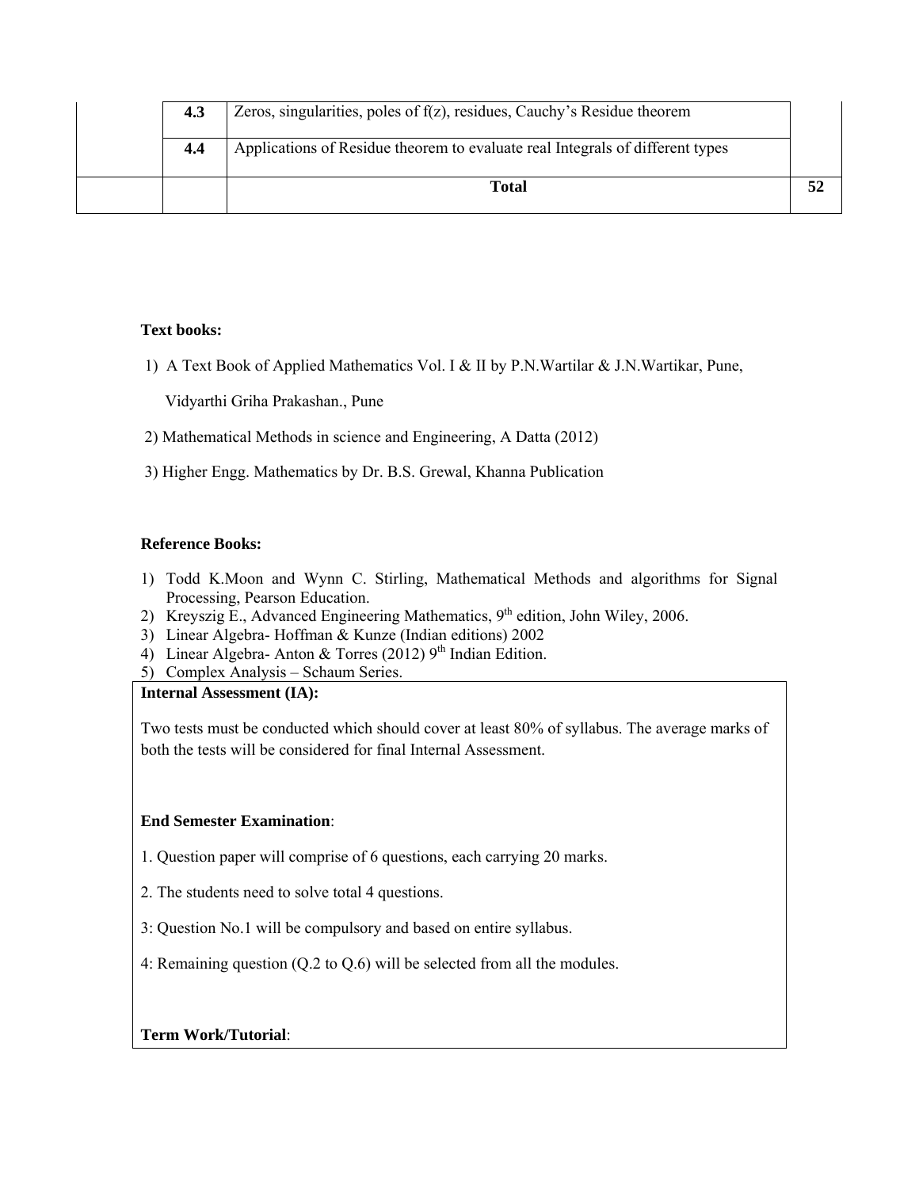| | | | |
|---|---|---|---|
| | **4.3** | Zeros, singularities, poles of f(z), residues, Cauchy's Residue theorem | |
| | **4.4** | Applications of Residue theorem to evaluate real Integrals of different types | |
| | | **Total** | **52** |

**Text books:**

1) A Text Book of Applied Mathematics Vol. I & II by P.N.Wartilar & J.N.Wartikar, Pune, Vidyarthi Griha Prakashan., Pune
2) Mathematical Methods in science and Engineering, A Datta (2012)
3) Higher Engg. Mathematics by Dr. B.S. Grewal, Khanna Publication

**Reference Books:**

1) Todd K.Moon and Wynn C. Stirling, Mathematical Methods and algorithms for Signal Processing, Pearson Education.
2) Kreyszig E., Advanced Engineering Mathematics, 9th edition, John Wiley, 2006.
3) Linear Algebra- Hoffman & Kunze (Indian editions) 2002
4) Linear Algebra- Anton & Torres (2012) 9th Indian Edition.
5) Complex Analysis – Schaum Series.

**Internal Assessment (IA):**

Two tests must be conducted which should cover at least 80% of syllabus. The average marks of both the tests will be considered for final Internal Assessment.

**End Semester Examination**:

1. Question paper will comprise of 6 questions, each carrying 20 marks.

2. The students need to solve total 4 questions.

3: Question No.1 will be compulsory and based on entire syllabus.

4: Remaining question (Q.2 to Q.6) will be selected from all the modules.

**Term Work/Tutorial**: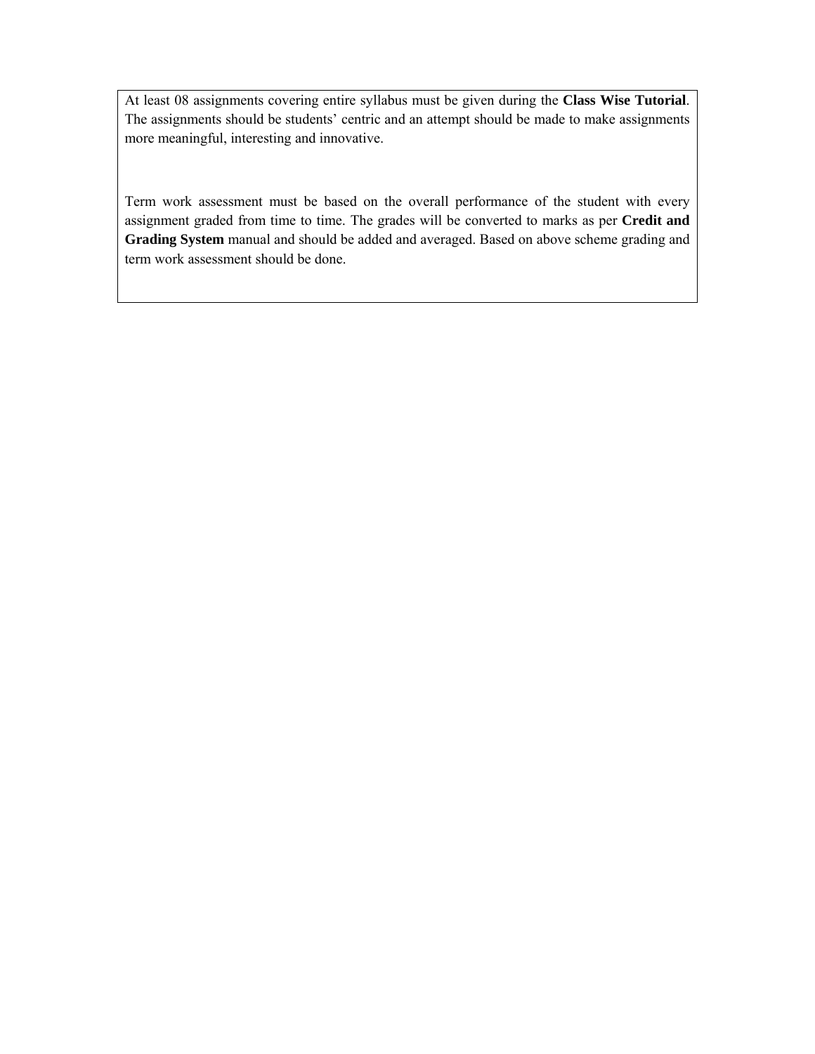At least 08 assignments covering entire syllabus must be given during the **Class Wise Tutorial**. The assignments should be students' centric and an attempt should be made to make assignments more meaningful, interesting and innovative.

Term work assessment must be based on the overall performance of the student with every assignment graded from time to time. The grades will be converted to marks as per **Credit and Grading System** manual and should be added and averaged. Based on above scheme grading and term work assessment should be done.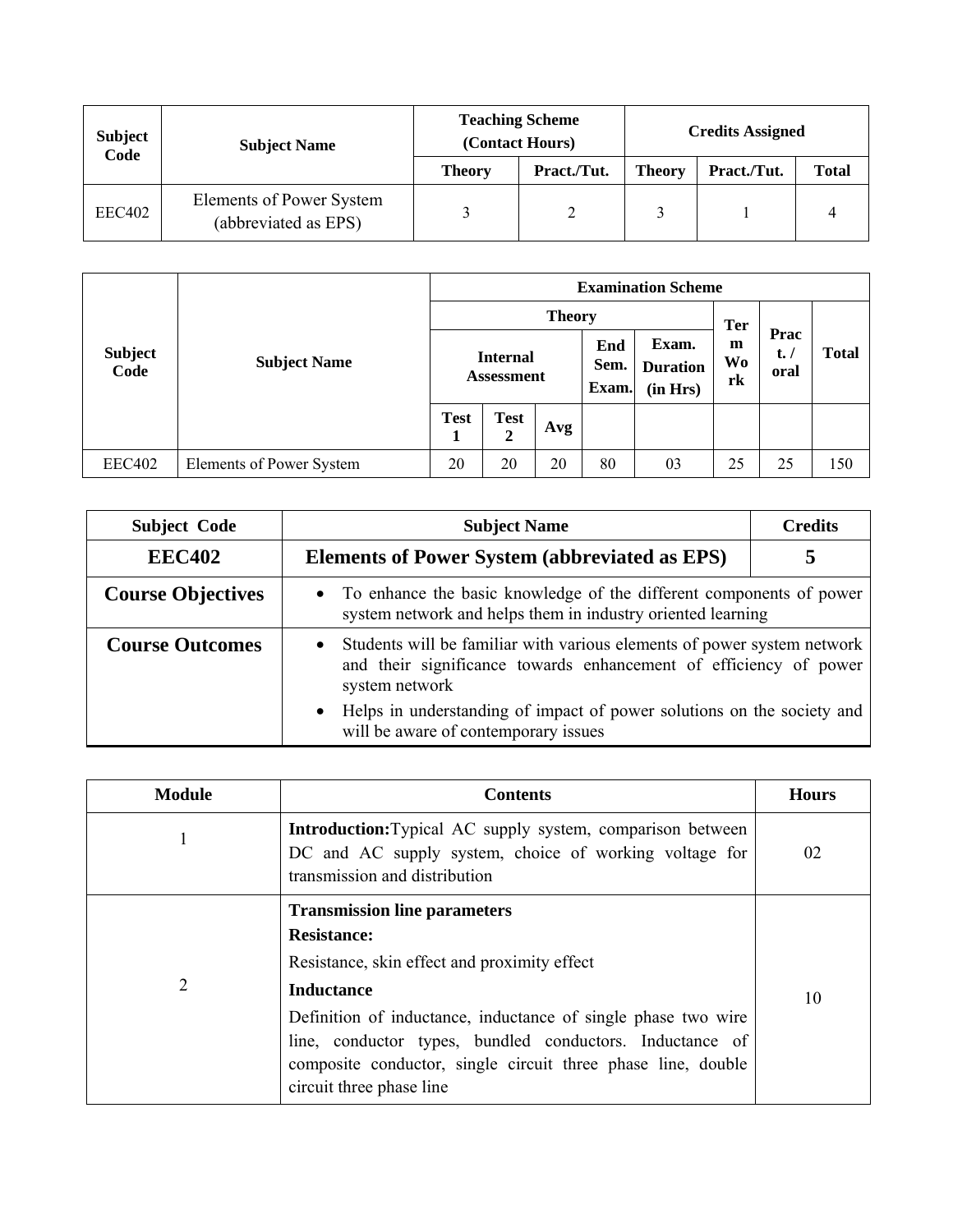| Subject Code | Subject Name | Teaching Scheme (Contact Hours) | | Credits Assigned | | |
|---|---|---|---|---|---|---|
| | | Theory | Pract./Tut. | Theory | Pract./Tut. | Total |
| EEC402 | Elements of Power System (abbreviated as EPS) | 3 | 2 | 3 | 1 | 4 |

| Subject Code | Subject Name | Examination Scheme | | | | | | | |
|---|---|---|---|---|---|---|---|---|---|
| | | Theory | | | | | Term Work | Pract. / oral | Total |
| | | Internal Assessment | | | End Sem. Exam. | Exam. Duration (in Hrs) | | | |
| | | Test 1 | Test 2 | Avg | | | | | |
| EEC402 | Elements of Power System | 20 | 20 | 20 | 80 | 03 | 25 | 25 | 150 |

| Subject Code | Subject Name | Credits |
|---|---|---|
| **EEC402** | **Elements of Power System (abbreviated as EPS)** | **5** |
| **Course Objectives** | • To enhance the basic knowledge of the different components of power system network and helps them in industry oriented learning | |
| **Course Outcomes** | • Students will be familiar with various elements of power system network and their significance towards enhancement of efficiency of power system network<br>• Helps in understanding of impact of power solutions on the society and will be aware of contemporary issues | |

| Module | Contents | Hours |
|---|---|---|
| 1 | **Introduction:** Typical AC supply system, comparison between DC and AC supply system, choice of working voltage for transmission and distribution | 02 |
| 2 | **Transmission line parameters**<br>**Resistance:**<br>Resistance, skin effect and proximity effect<br>**Inductance**<br>Definition of inductance, inductance of single phase two wire line, conductor types, bundled conductors. Inductance of composite conductor, single circuit three phase line, double circuit three phase line | 10 |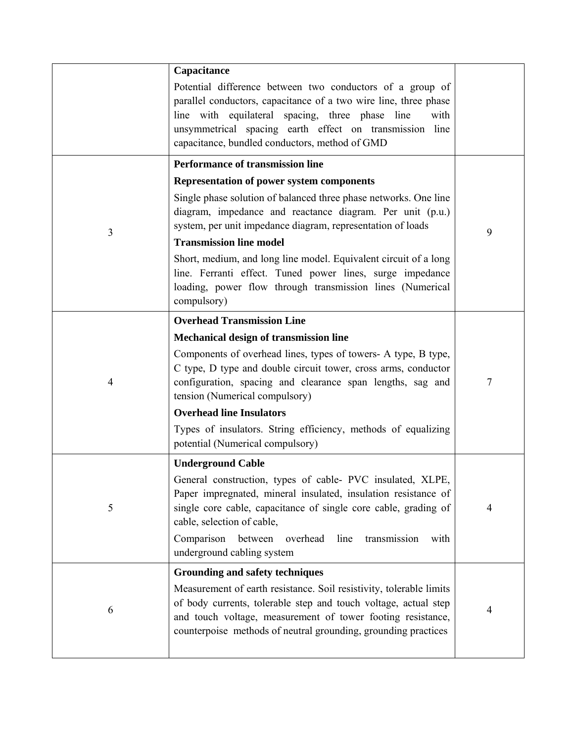| | | |
|---|---|---|
| | **Capacitance**<br>Potential difference between two conductors of a group of parallel conductors, capacitance of a two wire line, three phase line with equilateral spacing, three phase line with unsymmetrical spacing earth effect on transmission line capacitance, bundled conductors, method of GMD | |
| 3 | **Performance of transmission line**<br>**Representation of power system components**<br>Single phase solution of balanced three phase networks. One line diagram, impedance and reactance diagram. Per unit (p.u.) system, per unit impedance diagram, representation of loads<br>**Transmission line model**<br>Short, medium, and long line model. Equivalent circuit of a long line. Ferranti effect. Tuned power lines, surge impedance loading, power flow through transmission lines (Numerical compulsory) | 9 |
| 4 | **Overhead Transmission Line**<br>**Mechanical design of transmission line**<br>Components of overhead lines, types of towers- A type, B type, C type, D type and double circuit tower, cross arms, conductor configuration, spacing and clearance span lengths, sag and tension (Numerical compulsory)<br>**Overhead line Insulators**<br>Types of insulators. String efficiency, methods of equalizing potential (Numerical compulsory) | 7 |
| 5 | **Underground Cable**<br>General construction, types of cable- PVC insulated, XLPE, Paper impregnated, mineral insulated, insulation resistance of single core cable, capacitance of single core cable, grading of cable, selection of cable,<br>Comparison between overhead line transmission with underground cabling system | 4 |
| 6 | **Grounding and safety techniques**<br>Measurement of earth resistance. Soil resistivity, tolerable limits of body currents, tolerable step and touch voltage, actual step and touch voltage, measurement of tower footing resistance, counterpoise methods of neutral grounding, grounding practices | 4 |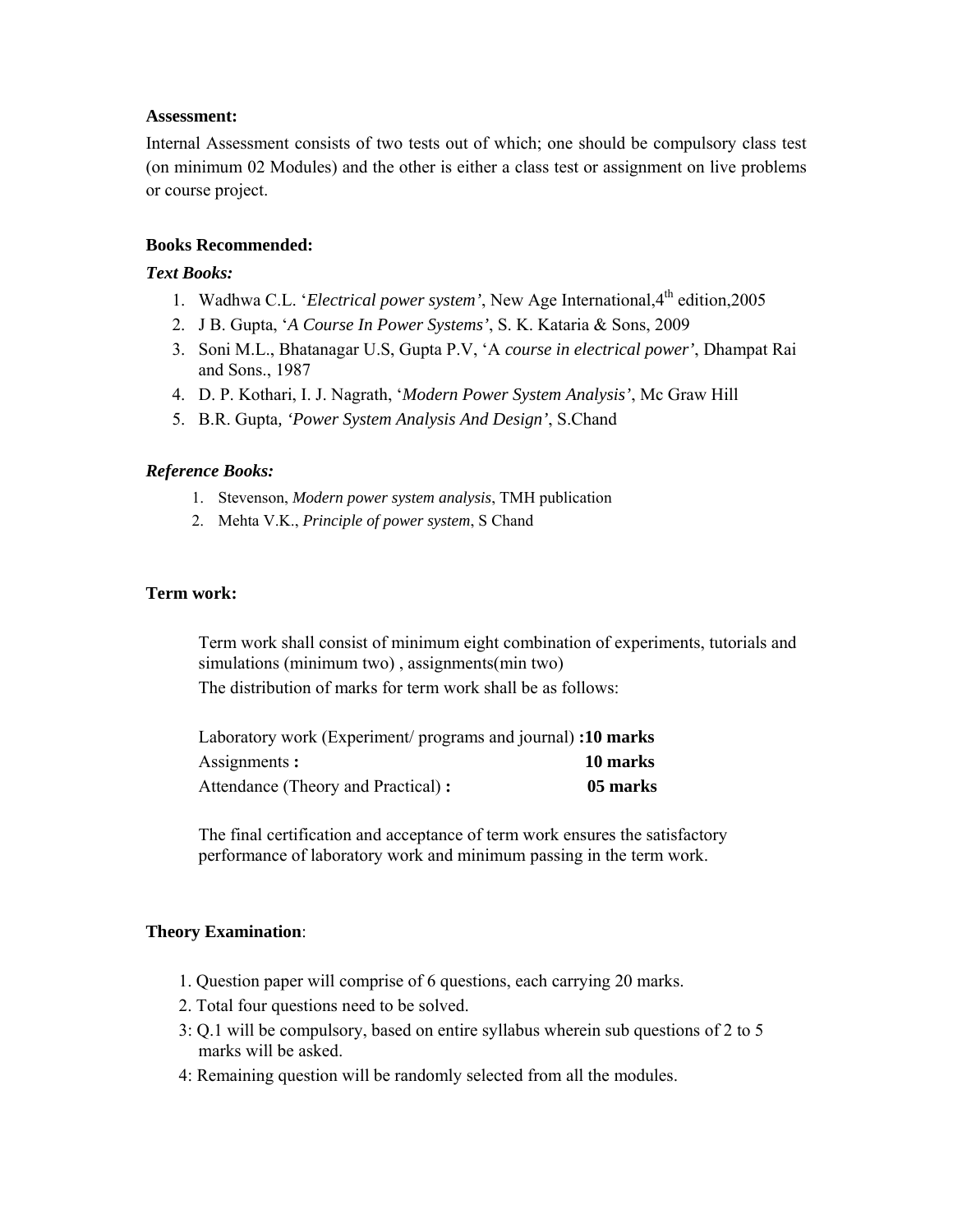**Assessment:**

Internal Assessment consists of two tests out of which; one should be compulsory class test (on minimum 02 Modules) and the other is either a class test or assignment on live problems or course project.

**Books Recommended:**

***Text Books:***

1. Wadhwa C.L. '*Electrical power system'*, New Age International,4th edition,2005
2. J B. Gupta, '*A Course In Power Systems'*, S. K. Kataria & Sons, 2009
3. Soni M.L., Bhatanagar U.S, Gupta P.V, 'A *course in electrical power'*, Dhampat Rai and Sons., 1987
4. D. P. Kothari, I. J. Nagrath, '*Modern Power System Analysis'*, Mc Graw Hill
5. B.R. Gupta, *'Power System Analysis And Design'*, S.Chand

***Reference Books:***

1. Stevenson, *Modern power system analysis*, TMH publication
2. Mehta V.K., *Principle of power system*, S Chand

**Term work:**

Term work shall consist of minimum eight combination of experiments, tutorials and simulations (minimum two) , assignments(min two)

The distribution of marks for term work shall be as follows:

Laboratory work (Experiment/ programs and journal) **:10 marks**
Assignments **: 10 marks**
Attendance (Theory and Practical) **: 05 marks**

The final certification and acceptance of term work ensures the satisfactory performance of laboratory work and minimum passing in the term work.

**Theory Examination**:

1. Question paper will comprise of 6 questions, each carrying 20 marks.
2. Total four questions need to be solved.
3: Q.1 will be compulsory, based on entire syllabus wherein sub questions of 2 to 5 marks will be asked.
4: Remaining question will be randomly selected from all the modules.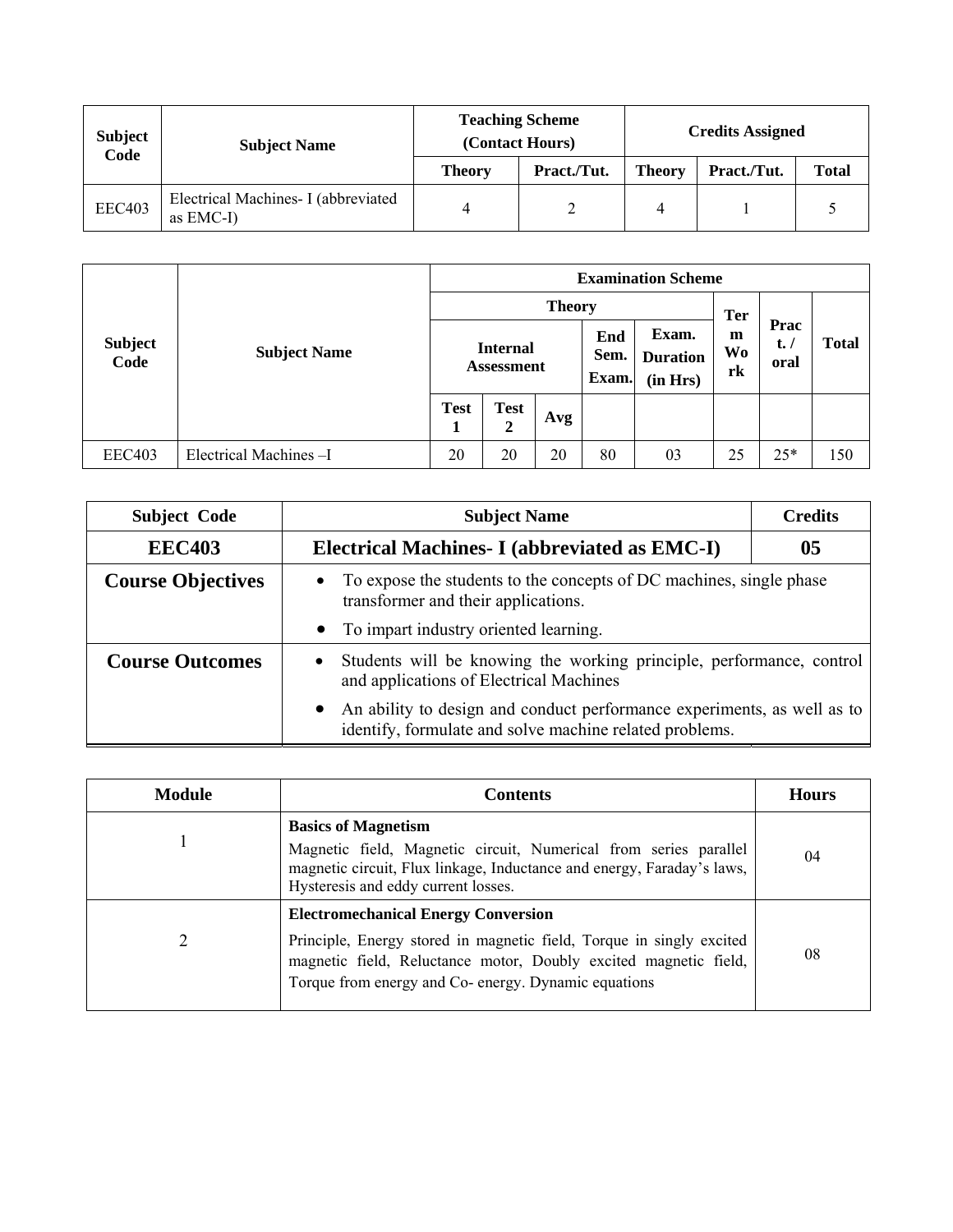| Subject Code | Subject Name | Teaching Scheme (Contact Hours) | | Credits Assigned | | |
|---|---|---|---|---|---|---|
| | | Theory | Pract./Tut. | Theory | Pract./Tut. | Total |
| EEC403 | Electrical Machines- I (abbreviated as EMC-I) | 4 | 2 | 4 | 1 | 5 |

| Subject Code | Subject Name | Examination Scheme | | | | | | | |
|---|---|---|---|---|---|---|---|---|---|
| | | Theory | | | | | Term Work | Pract. / oral | Total |
| | | Internal Assessment | | | End Sem. Exam. | Exam. Duration (in Hrs) | | | |
| | | Test 1 | Test 2 | Avg | | | | | |
| EEC403 | Electrical Machines –I | 20 | 20 | 20 | 80 | 03 | 25 | 25* | 150 |

| Subject Code | Subject Name | Credits |
|---|---|---|
| **EEC403** | **Electrical Machines- I (abbreviated as EMC-I)** | **05** |
| **Course Objectives** | • To expose the students to the concepts of DC machines, single phase transformer and their applications.<br>• To impart industry oriented learning. | |
| **Course Outcomes** | • Students will be knowing the working principle, performance, control and applications of Electrical Machines<br>• An ability to design and conduct performance experiments, as well as to identify, formulate and solve machine related problems. | |

| Module | Contents | Hours |
|---|---|---|
| 1 | **Basics of Magnetism**<br>Magnetic field, Magnetic circuit, Numerical from series parallel magnetic circuit, Flux linkage, Inductance and energy, Faraday's laws, Hysteresis and eddy current losses. | 04 |
| 2 | **Electromechanical Energy Conversion**<br>Principle, Energy stored in magnetic field, Torque in singly excited magnetic field, Reluctance motor, Doubly excited magnetic field, Torque from energy and Co- energy. Dynamic equations | 08 |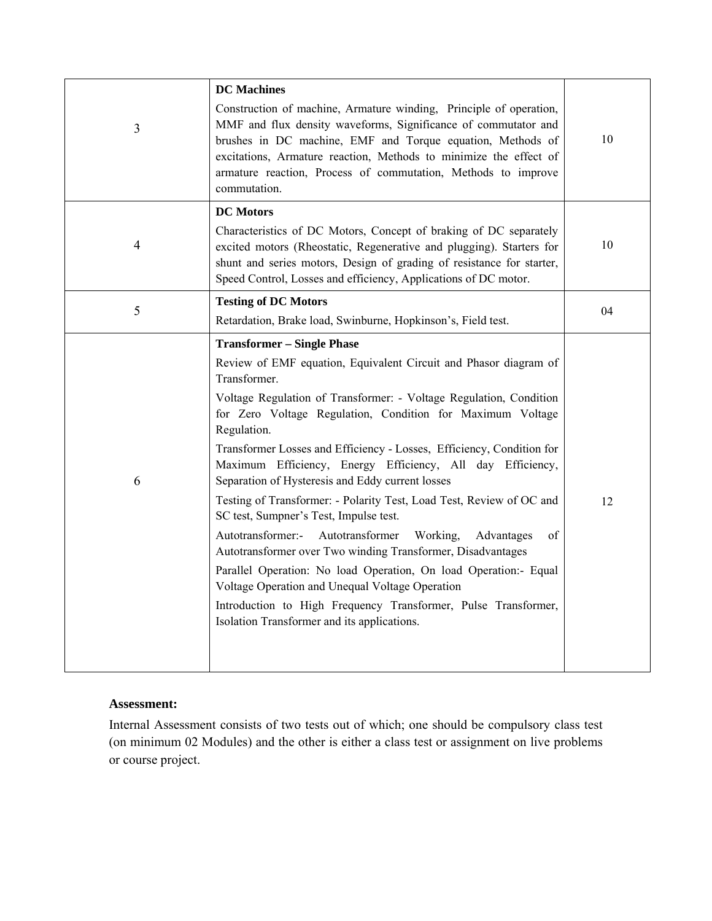| | | |
|---|---|---|
| 3 | **DC Machines**<br>Construction of machine, Armature winding, Principle of operation, MMF and flux density waveforms, Significance of commutator and brushes in DC machine, EMF and Torque equation, Methods of excitations, Armature reaction, Methods to minimize the effect of armature reaction, Process of commutation, Methods to improve commutation. | 10 |
| 4 | **DC Motors**<br>Characteristics of DC Motors, Concept of braking of DC separately excited motors (Rheostatic, Regenerative and plugging). Starters for shunt and series motors, Design of grading of resistance for starter, Speed Control, Losses and efficiency, Applications of DC motor. | 10 |
| 5 | **Testing of DC Motors**<br>Retardation, Brake load, Swinburne, Hopkinson's, Field test. | 04 |
| 6 | **Transformer – Single Phase**<br>Review of EMF equation, Equivalent Circuit and Phasor diagram of Transformer.<br>Voltage Regulation of Transformer: - Voltage Regulation, Condition for Zero Voltage Regulation, Condition for Maximum Voltage Regulation.<br>Transformer Losses and Efficiency - Losses, Efficiency, Condition for Maximum Efficiency, Energy Efficiency, All day Efficiency, Separation of Hysteresis and Eddy current losses<br>Testing of Transformer: - Polarity Test, Load Test, Review of OC and SC test, Sumpner's Test, Impulse test.<br>Autotransformer:- Autotransformer Working, Advantages of Autotransformer over Two winding Transformer, Disadvantages<br>Parallel Operation: No load Operation, On load Operation:- Equal Voltage Operation and Unequal Voltage Operation<br>Introduction to High Frequency Transformer, Pulse Transformer, Isolation Transformer and its applications. | 12 |

**Assessment:**

Internal Assessment consists of two tests out of which; one should be compulsory class test (on minimum 02 Modules) and the other is either a class test or assignment on live problems or course project.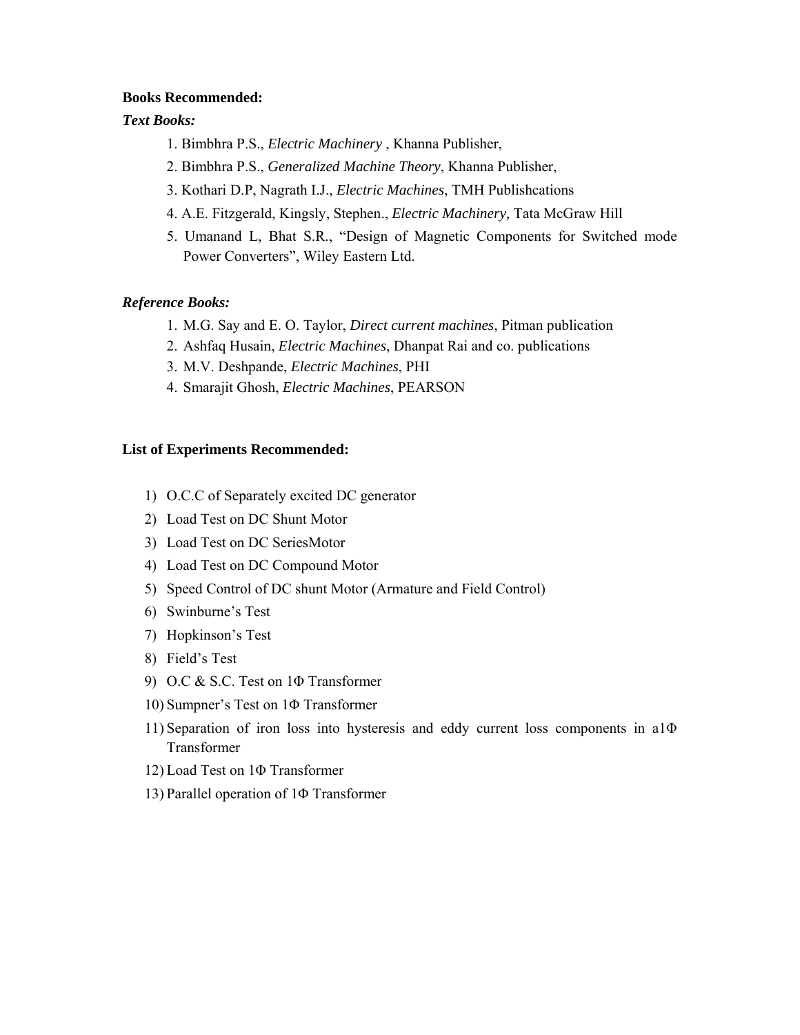**Books Recommended:**

***Text Books:***

1. Bimbhra P.S., *Electric Machinery* , Khanna Publisher,
2. Bimbhra P.S., *Generalized Machine Theory*, Khanna Publisher,
3. Kothari D.P, Nagrath I.J., *Electric Machines*, TMH Publishcations
4. A.E. Fitzgerald, Kingsly, Stephen., *Electric Machinery,* Tata McGraw Hill
5. Umanand L, Bhat S.R., "Design of Magnetic Components for Switched mode Power Converters", Wiley Eastern Ltd.

***Reference Books:***

1. M.G. Say and E. O. Taylor, *Direct current machines*, Pitman publication
2. Ashfaq Husain, *Electric Machines*, Dhanpat Rai and co. publications
3. M.V. Deshpande, *Electric Machines*, PHI
4. Smarajit Ghosh, *Electric Machines*, PEARSON

**List of Experiments Recommended:**

1) O.C.C of Separately excited DC generator
2) Load Test on DC Shunt Motor
3) Load Test on DC SeriesMotor
4) Load Test on DC Compound Motor
5) Speed Control of DC shunt Motor (Armature and Field Control)
6) Swinburne's Test
7) Hopkinson's Test
8) Field's Test
9) O.C & S.C. Test on 1Φ Transformer
10) Sumpner's Test on 1Φ Transformer
11) Separation of iron loss into hysteresis and eddy current loss components in a1Φ Transformer
12) Load Test on 1Φ Transformer
13) Parallel operation of 1Φ Transformer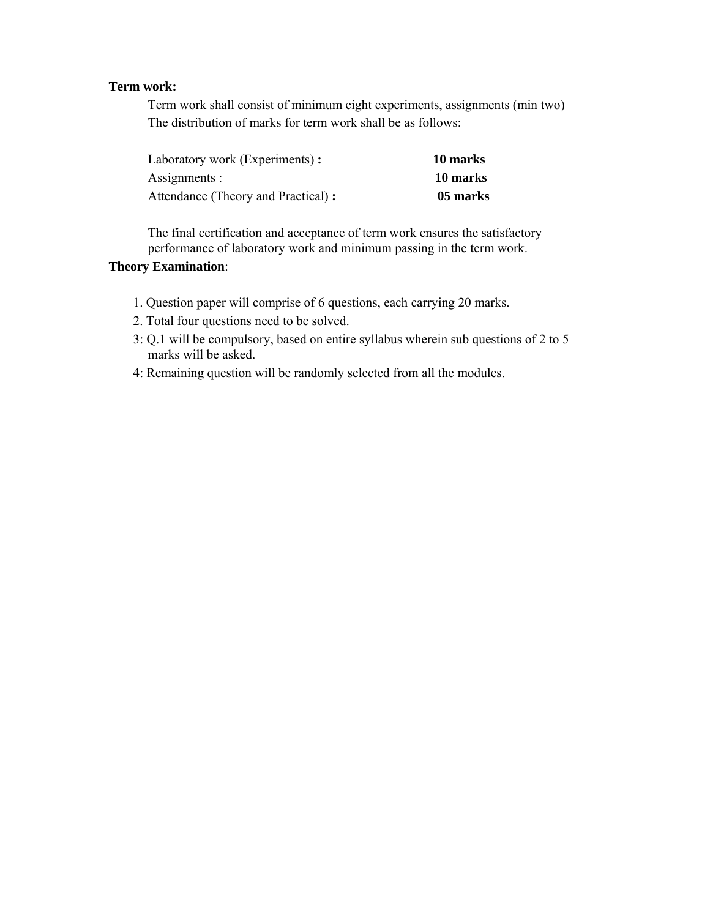**Term work:**

Term work shall consist of minimum eight experiments, assignments (min two)
The distribution of marks for term work shall be as follows:

| | |
|---|---|
| Laboratory work (Experiments) **:** | **10 marks** |
| Assignments : | **10 marks** |
| Attendance (Theory and Practical) **:** | **05 marks** |

The final certification and acceptance of term work ensures the satisfactory performance of laboratory work and minimum passing in the term work.

**Theory Examination**:

1. Question paper will comprise of 6 questions, each carrying 20 marks.
2. Total four questions need to be solved.
3: Q.1 will be compulsory, based on entire syllabus wherein sub questions of 2 to 5 marks will be asked.
4: Remaining question will be randomly selected from all the modules.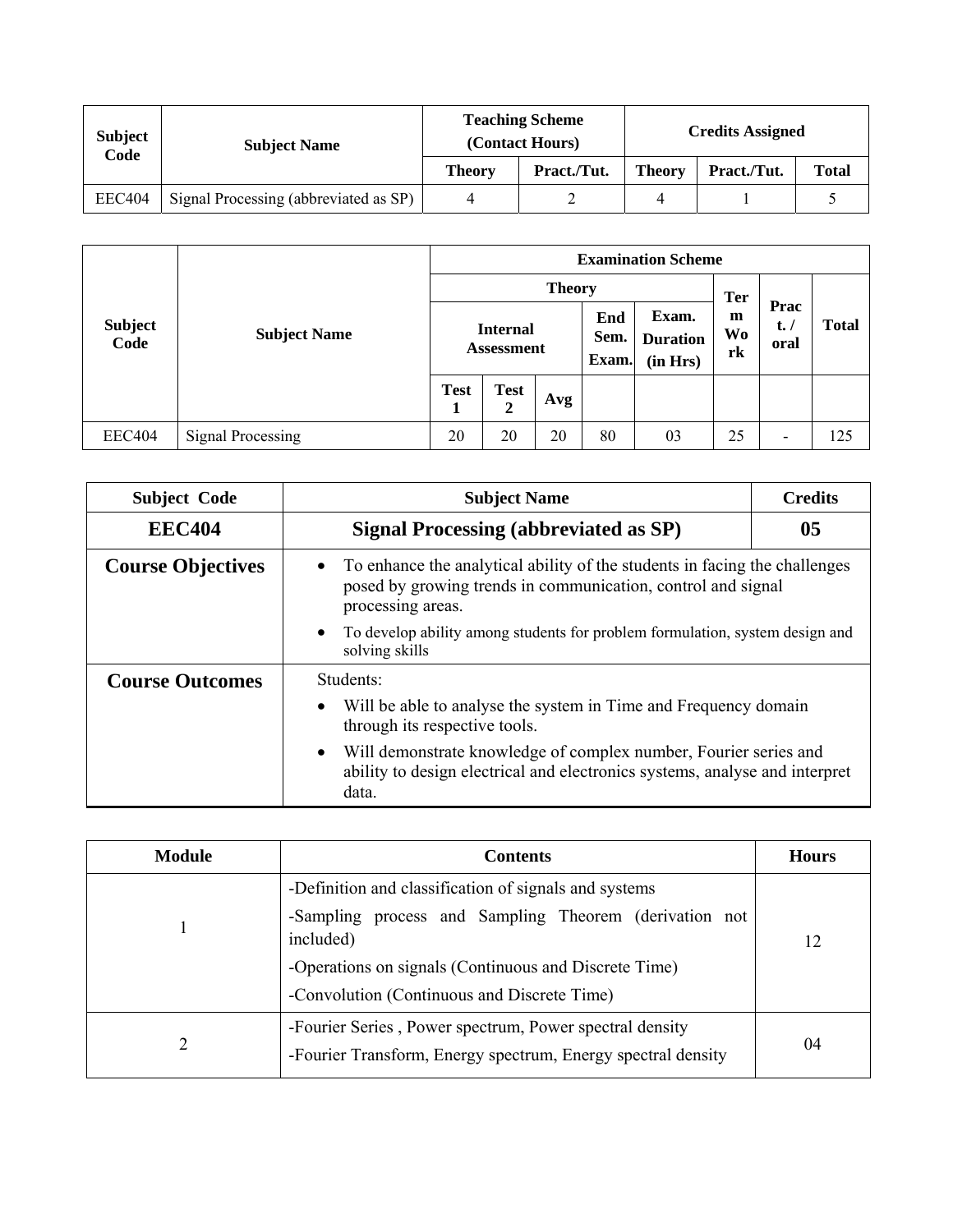| Subject Code | Subject Name | Teaching Scheme (Contact Hours) | | Credits Assigned | | |
|---|---|---|---|---|---|---|
| | | Theory | Pract./Tut. | Theory | Pract./Tut. | Total |
| EEC404 | Signal Processing (abbreviated as SP) | 4 | 2 | 4 | 1 | 5 |

| Subject Code | Subject Name | Examination Scheme | | | | | | | |
|---|---|---|---|---|---|---|---|---|---|
| | | Theory | | | | | Term Work | Pract. / oral | Total |
| | | Internal Assessment | | | End Sem. Exam. | Exam. Duration (in Hrs) | | | |
| | | Test 1 | Test 2 | Avg | | | | | |
| EEC404 | Signal Processing | 20 | 20 | 20 | 80 | 03 | 25 | - | 125 |

| Subject Code | Subject Name | Credits |
|---|---|---|
| **EEC404** | **Signal Processing (abbreviated as SP)** | **05** |
| **Course Objectives** | • To enhance the analytical ability of the students in facing the challenges posed by growing trends in communication, control and signal processing areas.<br>• To develop ability among students for problem formulation, system design and solving skills | |
| **Course Outcomes** | Students:<br>• Will be able to analyse the system in Time and Frequency domain through its respective tools.<br>• Will demonstrate knowledge of complex number, Fourier series and ability to design electrical and electronics systems, analyse and interpret data. | |

| Module | Contents | Hours |
|---|---|---|
| 1 | -Definition and classification of signals and systems<br>-Sampling process and Sampling Theorem (derivation not included)<br>-Operations on signals (Continuous and Discrete Time)<br>-Convolution (Continuous and Discrete Time) | 12 |
| 2 | -Fourier Series , Power spectrum, Power spectral density<br>-Fourier Transform, Energy spectrum, Energy spectral density | 04 |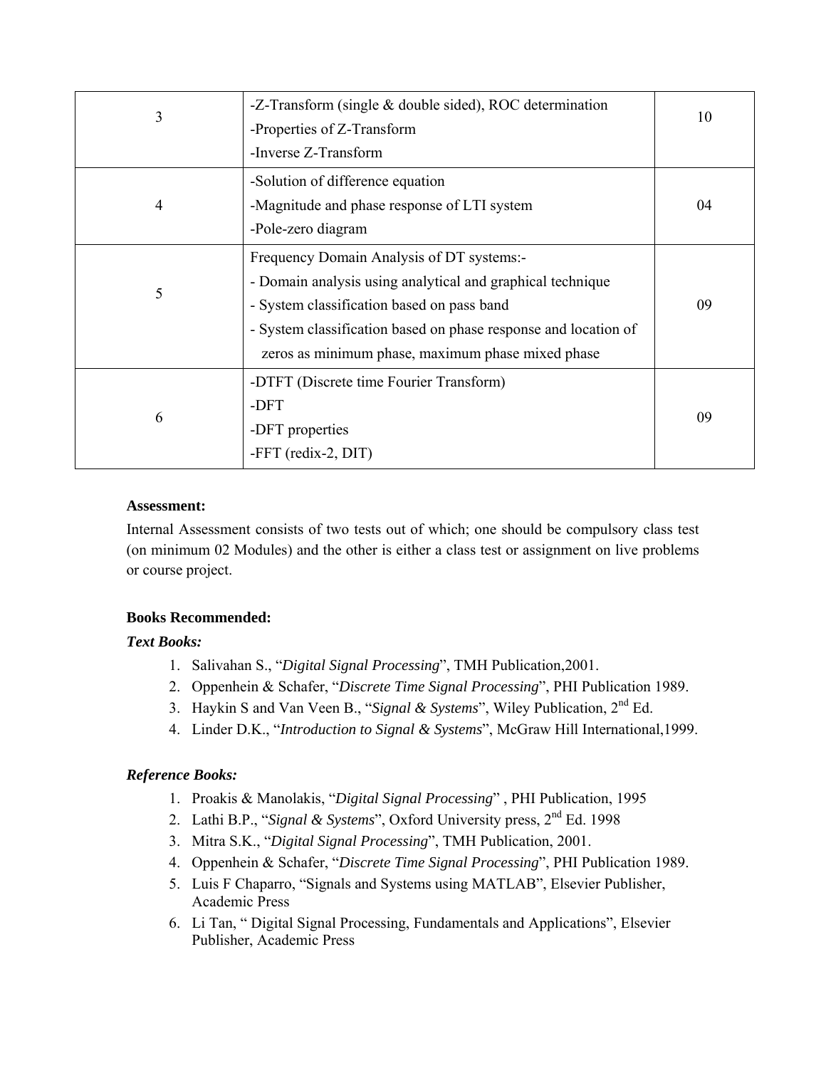| | | |
|---|---|---|
| 3 | -Z-Transform (single & double sided), ROC determination<br>-Properties of Z-Transform<br>-Inverse Z-Transform | 10 |
| 4 | -Solution of difference equation<br>-Magnitude and phase response of LTI system<br>-Pole-zero diagram | 04 |
| 5 | Frequency Domain Analysis of DT systems:-<br>- Domain analysis using analytical and graphical technique<br>- System classification based on pass band<br>- System classification based on phase response and location of zeros as minimum phase, maximum phase mixed phase | 09 |
| 6 | -DTFT (Discrete time Fourier Transform)<br>-DFT<br>-DFT properties<br>-FFT (redix-2, DIT) | 09 |

**Assessment:**

Internal Assessment consists of two tests out of which; one should be compulsory class test (on minimum 02 Modules) and the other is either a class test or assignment on live problems or course project.

**Books Recommended:**

***Text Books:***

1. Salivahan S., "*Digital Signal Processing*", TMH Publication,2001.
2. Oppenhein & Schafer, "*Discrete Time Signal Processing*", PHI Publication 1989.
3. Haykin S and Van Veen B., "*Signal & Systems*", Wiley Publication, 2nd Ed.
4. Linder D.K., "*Introduction to Signal & Systems*", McGraw Hill International,1999.

***Reference Books:***

1. Proakis & Manolakis, "*Digital Signal Processing*" , PHI Publication, 1995
2. Lathi B.P., "*Signal & Systems*", Oxford University press, 2nd Ed. 1998
3. Mitra S.K., "*Digital Signal Processing*", TMH Publication, 2001.
4. Oppenhein & Schafer, "*Discrete Time Signal Processing*", PHI Publication 1989.
5. Luis F Chaparro, "Signals and Systems using MATLAB", Elsevier Publisher, Academic Press
6. Li Tan, " Digital Signal Processing, Fundamentals and Applications", Elsevier Publisher, Academic Press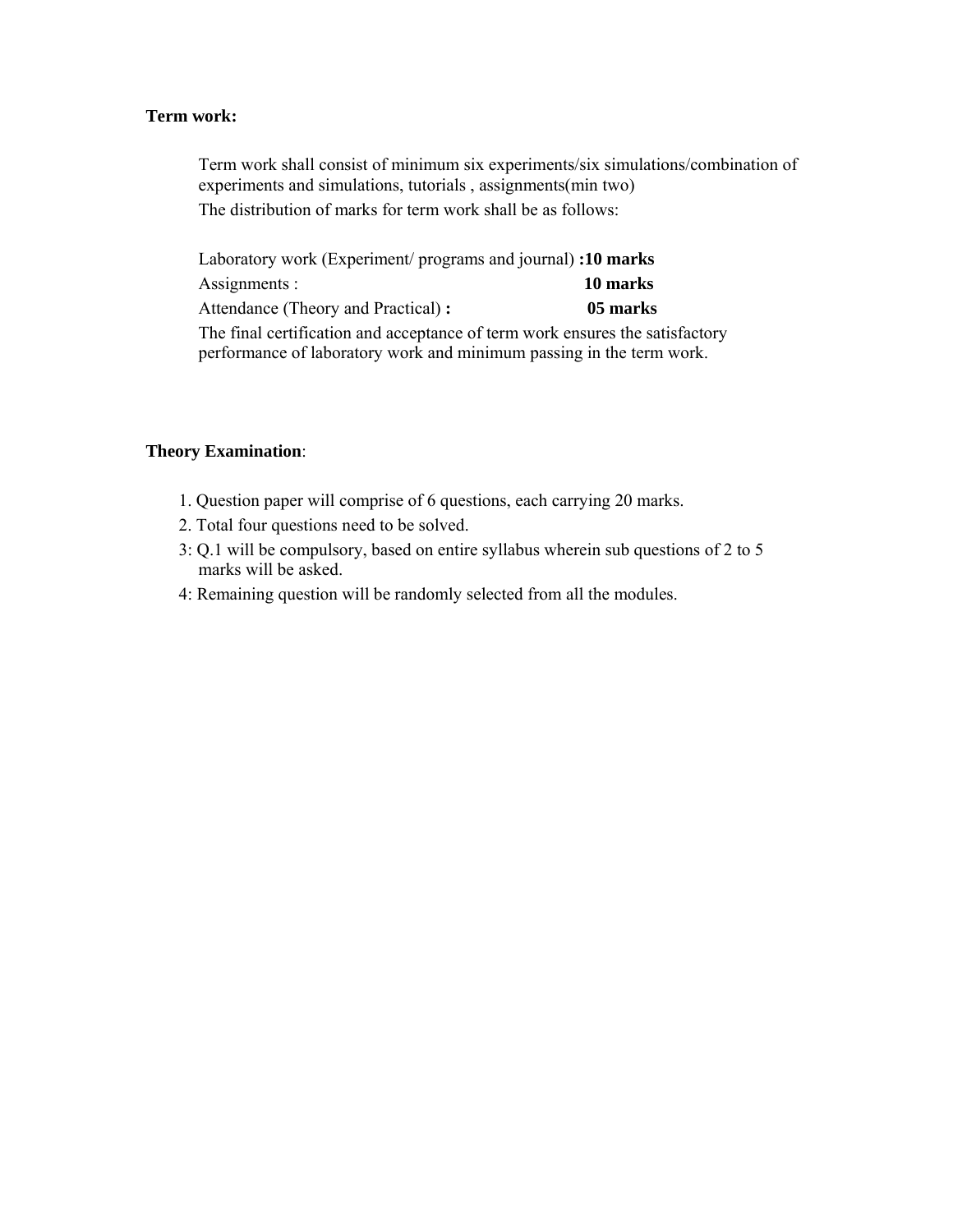**Term work:**

Term work shall consist of minimum six experiments/six simulations/combination of experiments and simulations, tutorials , assignments(min two)

The distribution of marks for term work shall be as follows:

Laboratory work (Experiment/ programs and journal) **:10 marks**

Assignments : **10 marks**

Attendance (Theory and Practical) **: 05 marks**

The final certification and acceptance of term work ensures the satisfactory performance of laboratory work and minimum passing in the term work.

**Theory Examination**:

1. Question paper will comprise of 6 questions, each carrying 20 marks.
2. Total four questions need to be solved.
3: Q.1 will be compulsory, based on entire syllabus wherein sub questions of 2 to 5 marks will be asked.
4: Remaining question will be randomly selected from all the modules.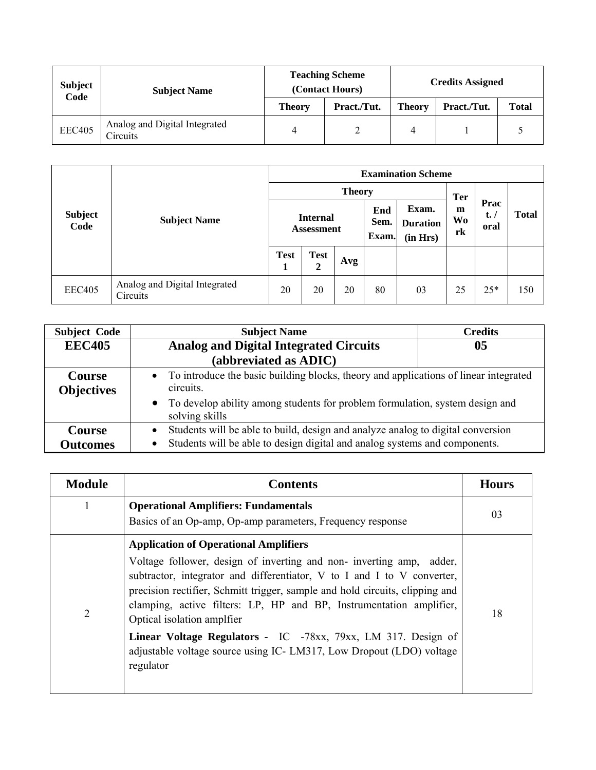| Subject Code | Subject Name | Teaching Scheme (Contact Hours) | | Credits Assigned | | |
|---|---|---|---|---|---|---|
| | | Theory | Pract./Tut. | Theory | Pract./Tut. | Total |
| EEC405 | Analog and Digital Integrated Circuits | 4 | 2 | 4 | 1 | 5 |

| Subject Code | Subject Name | Examination Scheme | | | | | | | |
|---|---|---|---|---|---|---|---|---|---|
| | | Theory | | | | | Term Work | Pract. / oral | Total |
| | | Internal Assessment | | | End Sem. Exam. | Exam. Duration (in Hrs) | | | |
| | | Test 1 | Test 2 | Avg | | | | | |
| EEC405 | Analog and Digital Integrated Circuits | 20 | 20 | 20 | 80 | 03 | 25 | 25* | 150 |

| Subject Code | Subject Name | Credits |
|---|---|---|
| **EEC405** | **Analog and Digital Integrated Circuits (abbreviated as ADIC)** | **05** |
| **Course Objectives** | • To introduce the basic building blocks, theory and applications of linear integrated circuits.<br>• To develop ability among students for problem formulation, system design and solving skills | |
| **Course Outcomes** | • Students will be able to build, design and analyze analog to digital conversion<br>• Students will be able to design digital and analog systems and components. | |

| Module | Contents | Hours |
|---|---|---|
| 1 | **Operational Amplifiers: Fundamentals**<br>Basics of an Op-amp, Op-amp parameters, Frequency response | 03 |
| 2 | **Application of Operational Amplifiers**<br>Voltage follower, design of inverting and non- inverting amp, adder, subtractor, integrator and differentiator, V to I and I to V converter, precision rectifier, Schmitt trigger, sample and hold circuits, clipping and clamping, active filters: LP, HP and BP, Instrumentation amplifier, Optical isolation amplfier<br>**Linear Voltage Regulators** - IC -78xx, 79xx, LM 317. Design of adjustable voltage source using IC- LM317, Low Dropout (LDO) voltage regulator | 18 |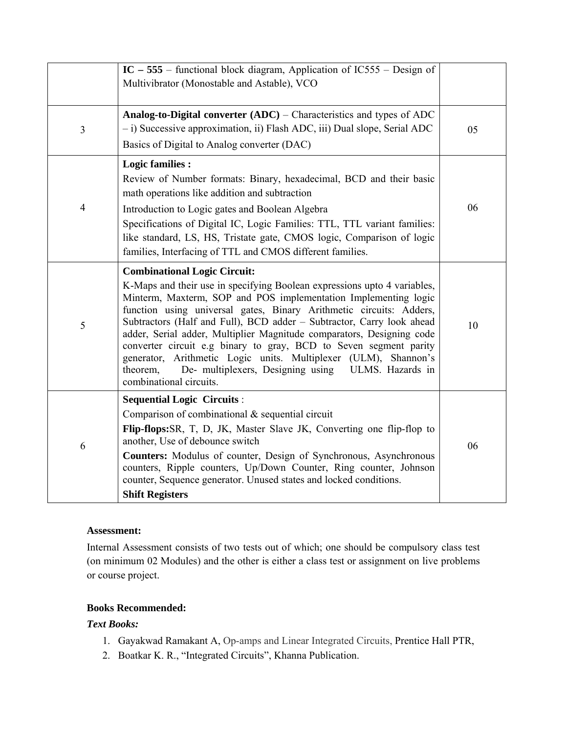| | | |
|---|---|---|
| | **IC – 555** – functional block diagram, Application of IC555 – Design of Multivibrator (Monostable and Astable), VCO | |
| 3 | **Analog-to-Digital converter (ADC)** – Characteristics and types of ADC – i) Successive approximation, ii) Flash ADC, iii) Dual slope, Serial ADC<br>Basics of Digital to Analog converter (DAC) | 05 |
| 4 | **Logic families :**<br>Review of Number formats: Binary, hexadecimal, BCD and their basic math operations like addition and subtraction<br>Introduction to Logic gates and Boolean Algebra<br>Specifications of Digital IC, Logic Families: TTL, TTL variant families: like standard, LS, HS, Tristate gate, CMOS logic, Comparison of logic families, Interfacing of TTL and CMOS different families. | 06 |
| 5 | **Combinational Logic Circuit:**<br>K-Maps and their use in specifying Boolean expressions upto 4 variables, Minterm, Maxterm, SOP and POS implementation Implementing logic function using universal gates, Binary Arithmetic circuits: Adders, Subtractors (Half and Full), BCD adder – Subtractor, Carry look ahead adder, Serial adder, Multiplier Magnitude comparators, Designing code converter circuit e.g binary to gray, BCD to Seven segment parity generator, Arithmetic Logic units. Multiplexer (ULM), Shannon's theorem, De- multiplexers, Designing using ULMS. Hazards in combinational circuits. | 10 |
| 6 | **Sequential Logic Circuits** :<br>Comparison of combinational & sequential circuit<br>**Flip-flops:**SR, T, D, JK, Master Slave JK, Converting one flip-flop to another, Use of debounce switch<br>**Counters:** Modulus of counter, Design of Synchronous, Asynchronous counters, Ripple counters, Up/Down Counter, Ring counter, Johnson counter, Sequence generator. Unused states and locked conditions.<br>**Shift Registers** | 06 |

**Assessment:**

Internal Assessment consists of two tests out of which; one should be compulsory class test (on minimum 02 Modules) and the other is either a class test or assignment on live problems or course project.

**Books Recommended:**

***Text Books:***

1. Gayakwad Ramakant A, Op-amps and Linear Integrated Circuits, Prentice Hall PTR,
2. Boatkar K. R., "Integrated Circuits", Khanna Publication.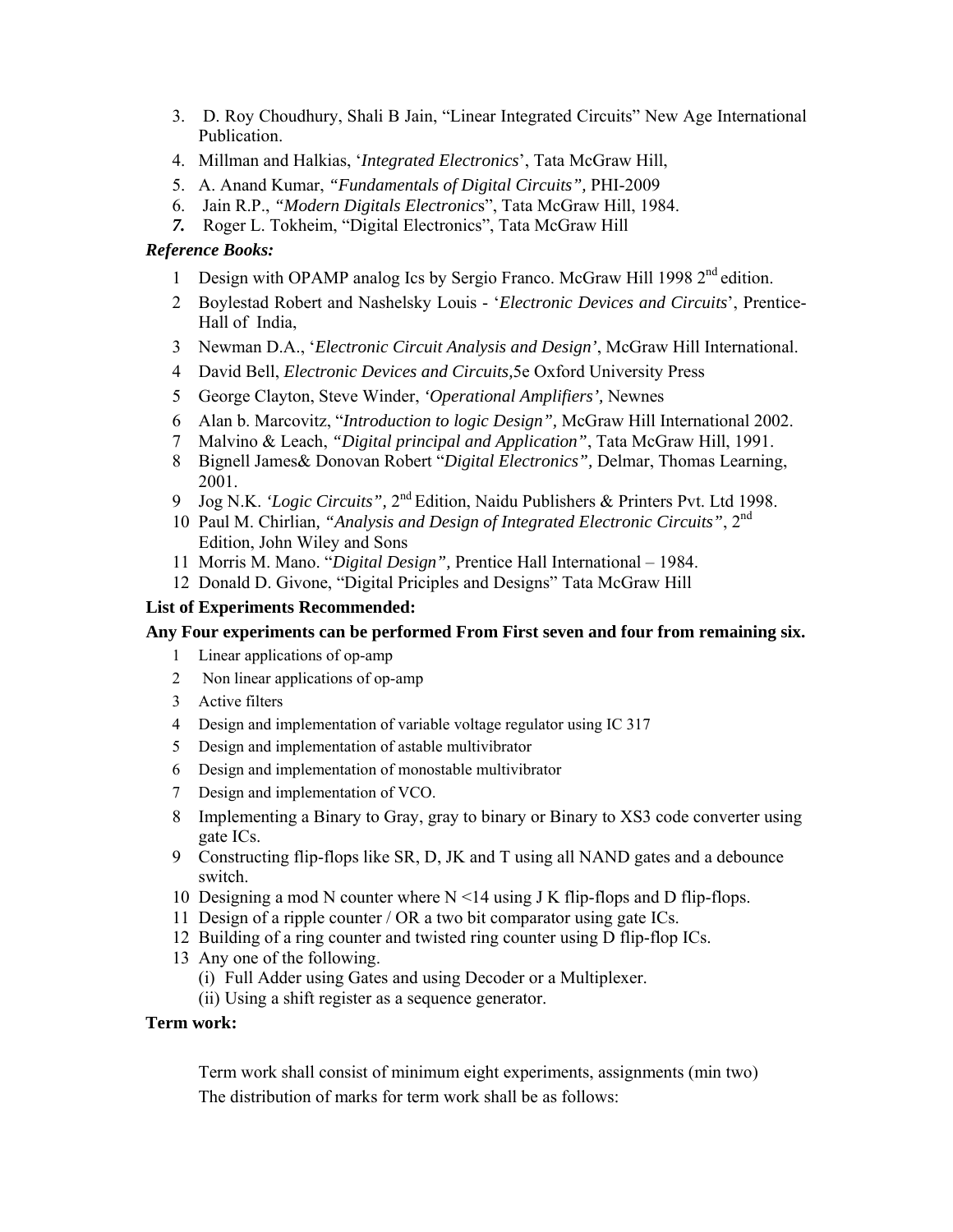3. D. Roy Choudhury, Shali B Jain, "Linear Integrated Circuits" New Age International Publication.
4. Millman and Halkias, '*Integrated Electronics*', Tata McGraw Hill,
5. A. Anand Kumar, *"Fundamentals of Digital Circuits",* PHI-2009
6. Jain R.P., *"Modern Digitals Electronic*s", Tata McGraw Hill, 1984.
7. Roger L. Tokheim, "Digital Electronics", Tata McGraw Hill

***Reference Books:***

1. Design with OPAMP analog Ics by Sergio Franco. McGraw Hill 1998 2nd edition.
2. Boylestad Robert and Nashelsky Louis - '*Electronic Devices and Circuits*', Prentice-Hall of India,
3. Newman D.A., '*Electronic Circuit Analysis and Design'*, McGraw Hill International.
4. David Bell, *Electronic Devices and Circuits,*5e Oxford University Press
5. George Clayton, Steve Winder, *'Operational Amplifiers',* Newnes
6. Alan b. Marcovitz, "*Introduction to logic Design",* McGraw Hill International 2002.
7. Malvino & Leach, *"Digital principal and Application"*, Tata McGraw Hill, 1991.
8. Bignell James& Donovan Robert "*Digital Electronics",* Delmar, Thomas Learning, 2001.
9. Jog N.K. *'Logic Circuits",* 2nd Edition, Naidu Publishers & Printers Pvt. Ltd 1998.
10. Paul M. Chirlian*, "Analysis and Design of Integrated Electronic Circuits"*, 2nd Edition, John Wiley and Sons
11. Morris M. Mano. "*Digital Design",* Prentice Hall International – 1984.
12. Donald D. Givone, "Digital Priciples and Designs" Tata McGraw Hill

**List of Experiments Recommended:**

**Any Four experiments can be performed From First seven and four from remaining six.**

1. Linear applications of op-amp
2. Non linear applications of op-amp
3. Active filters
4. Design and implementation of variable voltage regulator using IC 317
5. Design and implementation of astable multivibrator
6. Design and implementation of monostable multivibrator
7. Design and implementation of VCO.
8. Implementing a Binary to Gray, gray to binary or Binary to XS3 code converter using gate ICs.
9. Constructing flip-flops like SR, D, JK and T using all NAND gates and a debounce switch.
10. Designing a mod N counter where N <14 using J K flip-flops and D flip-flops.
11. Design of a ripple counter / OR a two bit comparator using gate ICs.
12. Building of a ring counter and twisted ring counter using D flip-flop ICs.
13. Any one of the following.
    (i) Full Adder using Gates and using Decoder or a Multiplexer.
    (ii) Using a shift register as a sequence generator.

**Term work:**

Term work shall consist of minimum eight experiments, assignments (min two)

The distribution of marks for term work shall be as follows: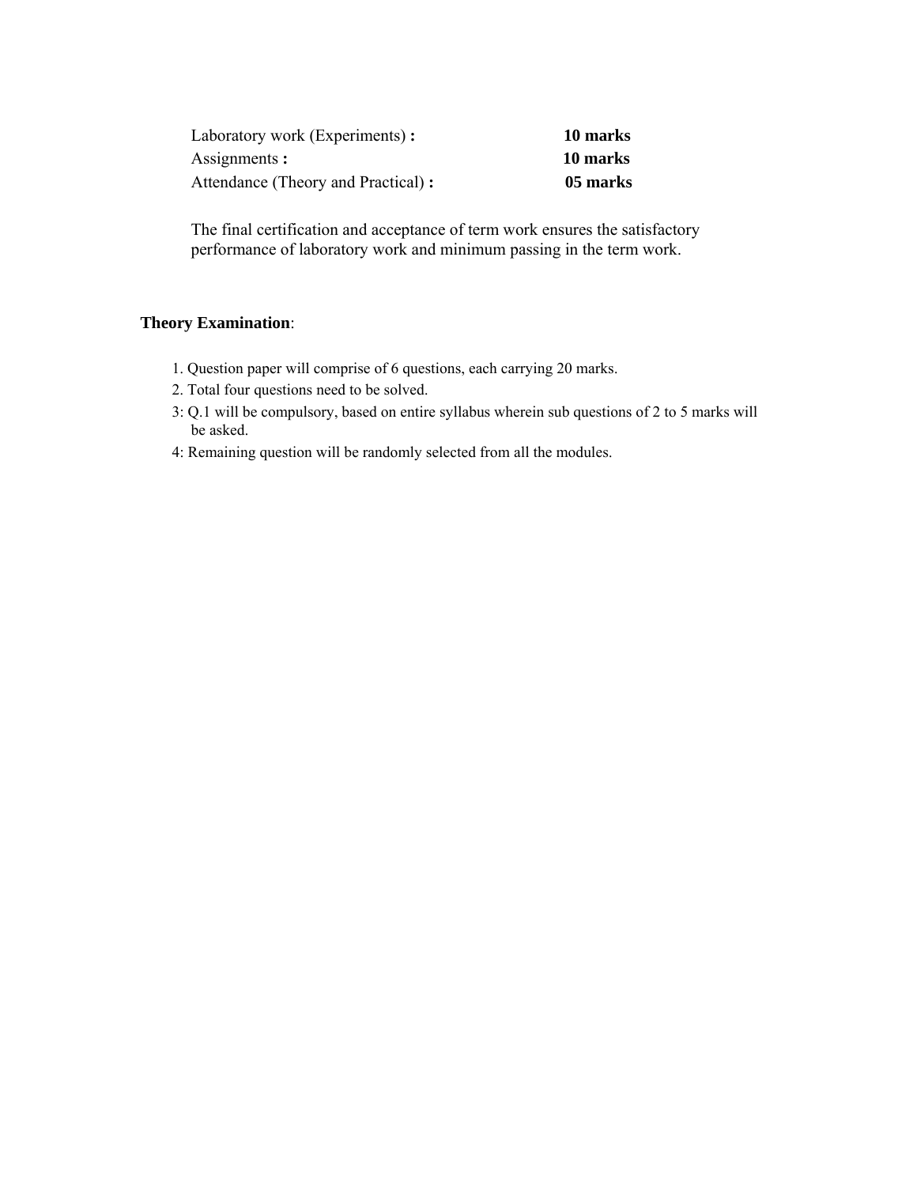| | |
|---|---|
| Laboratory work (Experiments) **:** | **10 marks** |
| Assignments **:** | **10 marks** |
| Attendance (Theory and Practical) **:** | **05 marks** |

The final certification and acceptance of term work ensures the satisfactory performance of laboratory work and minimum passing in the term work.

**Theory Examination**:

1. Question paper will comprise of 6 questions, each carrying 20 marks.
2. Total four questions need to be solved.
3: Q.1 will be compulsory, based on entire syllabus wherein sub questions of 2 to 5 marks will be asked.
4: Remaining question will be randomly selected from all the modules.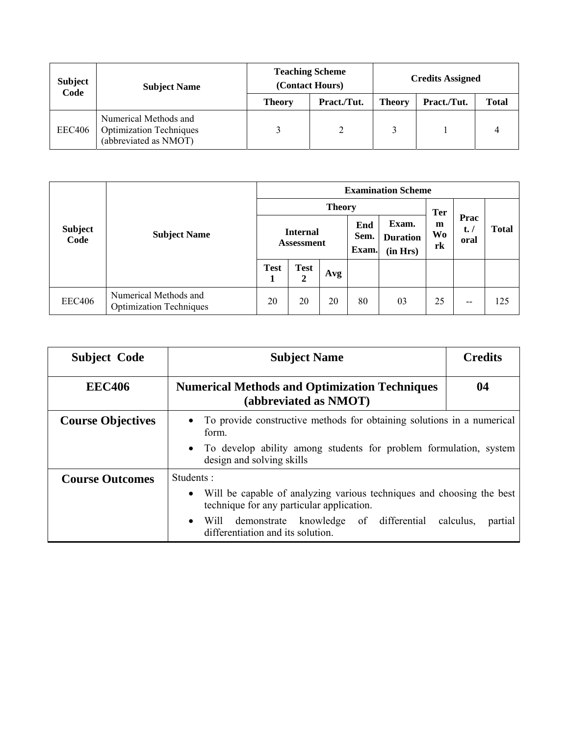| Subject Code | Subject Name | Teaching Scheme (Contact Hours) | | Credits Assigned | | |
|---|---|---|---|---|---|---|
| | | Theory | Pract./Tut. | Theory | Pract./Tut. | Total |
| EEC406 | Numerical Methods and Optimization Techniques (abbreviated as NMOT) | 3 | 2 | 3 | 1 | 4 |

| Subject Code | Subject Name | Examination Scheme | | | | | | | |
|---|---|---|---|---|---|---|---|---|---|
| | | Theory | | | | | Term Work | Pract. / oral | Total |
| | | Internal Assessment | | | End Sem. Exam. | Exam. Duration (in Hrs) | | | |
| | | Test 1 | Test 2 | Avg | | | | | |
| EEC406 | Numerical Methods and Optimization Techniques | 20 | 20 | 20 | 80 | 03 | 25 | -- | 125 |

| Subject Code | Subject Name | Credits |
|---|---|---|
| **EEC406** | **Numerical Methods and Optimization Techniques (abbreviated as NMOT)** | **04** |
| **Course Objectives** | • To provide constructive methods for obtaining solutions in a numerical form. <br> • To develop ability among students for problem formulation, system design and solving skills | |
| **Course Outcomes** | Students : <br> • Will be capable of analyzing various techniques and choosing the best technique for any particular application. <br> • Will demonstrate knowledge of differential calculus, partial differentiation and its solution. | |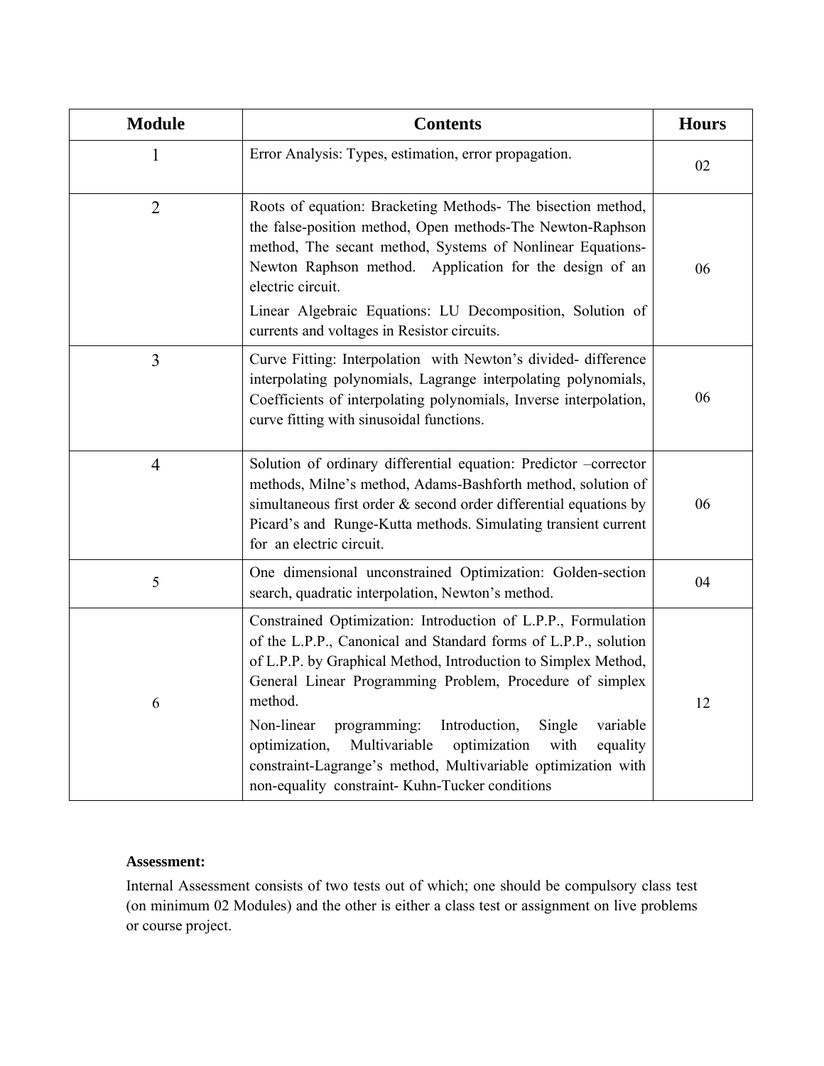| Module | Contents | Hours |
|---|---|---|
| 1 | Error Analysis: Types, estimation, error propagation. | 02 |
| 2 | Roots of equation: Bracketing Methods- The bisection method, the false-position method, Open methods-The Newton-Raphson method, The secant method, Systems of Nonlinear Equations- Newton Raphson method. Application for the design of an electric circuit. <br> Linear Algebraic Equations: LU Decomposition, Solution of currents and voltages in Resistor circuits. | 06 |
| 3 | Curve Fitting: Interpolation with Newton's divided- difference interpolating polynomials, Lagrange interpolating polynomials, Coefficients of interpolating polynomials, Inverse interpolation, curve fitting with sinusoidal functions. | 06 |
| 4 | Solution of ordinary differential equation: Predictor –corrector methods, Milne's method, Adams-Bashforth method, solution of simultaneous first order & second order differential equations by Picard's and Runge-Kutta methods. Simulating transient current for an electric circuit. | 06 |
| 5 | One dimensional unconstrained Optimization: Golden-section search, quadratic interpolation, Newton's method. | 04 |
| 6 | Constrained Optimization: Introduction of L.P.P., Formulation of the L.P.P., Canonical and Standard forms of L.P.P., solution of L.P.P. by Graphical Method, Introduction to Simplex Method, General Linear Programming Problem, Procedure of simplex method. <br> Non-linear programming: Introduction, Single variable optimization, Multivariable optimization with equality constraint-Lagrange's method, Multivariable optimization with non-equality constraint- Kuhn-Tucker conditions | 12 |

**Assessment:**

Internal Assessment consists of two tests out of which; one should be compulsory class test (on minimum 02 Modules) and the other is either a class test or assignment on live problems or course project.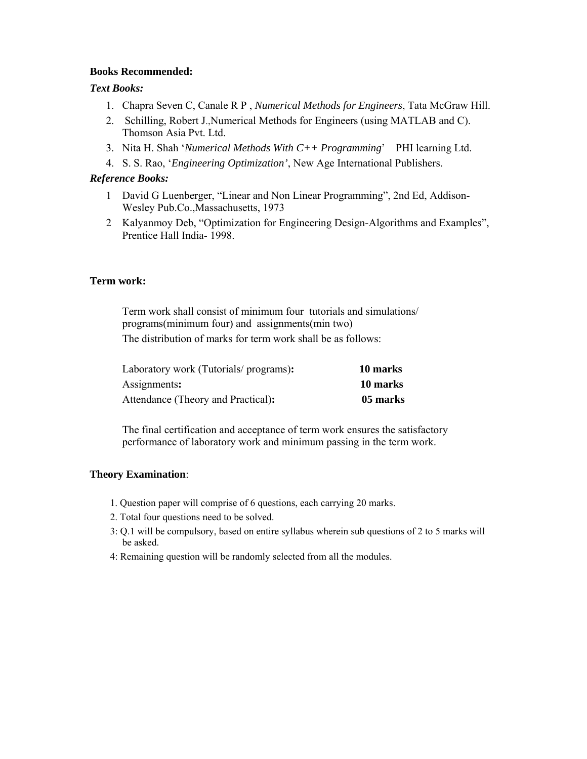**Books Recommended:**

***Text Books:***

1. Chapra Seven C, Canale R P , *Numerical Methods for Engineers*, Tata McGraw Hill.
2. Schilling, Robert J.,Numerical Methods for Engineers (using MATLAB and C). Thomson Asia Pvt. Ltd.
3. Nita H. Shah '*Numerical Methods With C++ Programming*' PHI learning Ltd.
4. S. S. Rao, '*Engineering Optimization'*, New Age International Publishers.

***Reference Books:***

1 David G Luenberger, "Linear and Non Linear Programming", 2nd Ed, Addison-Wesley Pub.Co.,Massachusetts, 1973

2 Kalyanmoy Deb, "Optimization for Engineering Design-Algorithms and Examples", Prentice Hall India- 1998.

**Term work:**

Term work shall consist of minimum four tutorials and simulations/ programs(minimum four) and assignments(min two)

The distribution of marks for term work shall be as follows:

| | |
|---|---|
| Laboratory work (Tutorials/ programs)**:** | **10 marks** |
| Assignments**:** | **10 marks** |
| Attendance (Theory and Practical)**:** | **05 marks** |

The final certification and acceptance of term work ensures the satisfactory performance of laboratory work and minimum passing in the term work.

**Theory Examination**:

1. Question paper will comprise of 6 questions, each carrying 20 marks.
2. Total four questions need to be solved.
3: Q.1 will be compulsory, based on entire syllabus wherein sub questions of 2 to 5 marks will be asked.
4: Remaining question will be randomly selected from all the modules.